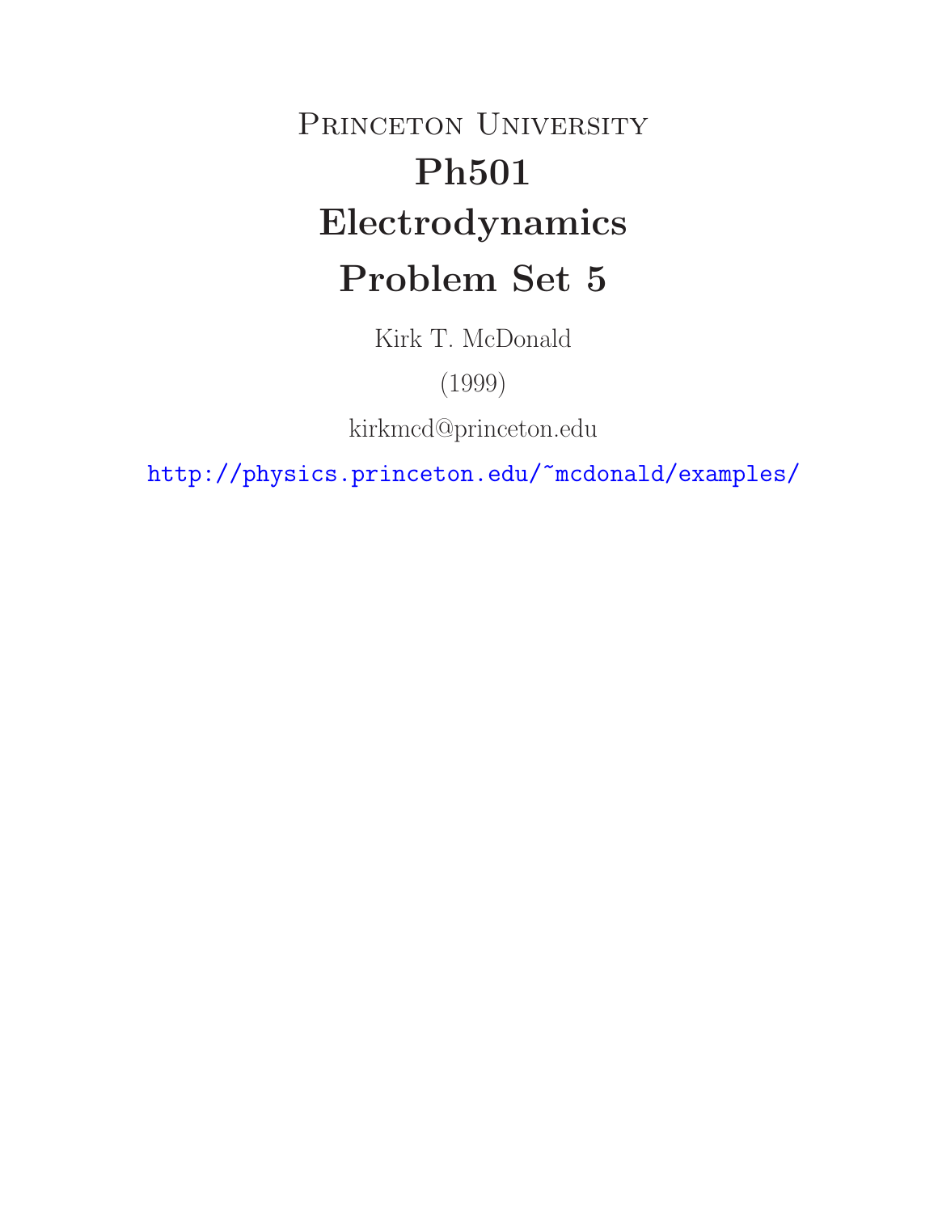# Princeton University
# Ph501
# Electrodynamics
# Problem Set 5

Kirk T. McDonald

(1999)

kirkmcd@princeton.edu

http://physics.princeton.edu/~mcdonald/examples/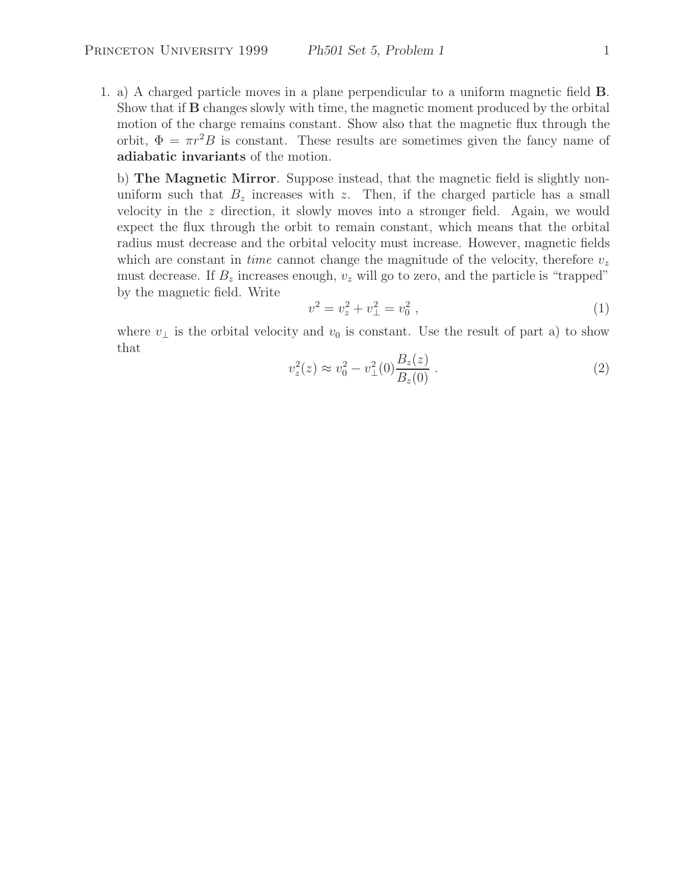1. a) A charged particle moves in a plane perpendicular to a uniform magnetic field $\mathbf{B}$. Show that if $\mathbf{B}$ changes slowly with time, the magnetic moment produced by the orbital motion of the charge remains constant. Show also that the magnetic flux through the orbit, $\Phi = \pi r^2 B$ is constant. These results are sometimes given the fancy name of **adiabatic invariants** of the motion.

   b) **The Magnetic Mirror**. Suppose instead, that the magnetic field is slightly non-uniform such that $B_z$ increases with $z$. Then, if the charged particle has a small velocity in the $z$ direction, it slowly moves into a stronger field. Again, we would expect the flux through the orbit to remain constant, which means that the orbital radius must decrease and the orbital velocity must increase. However, magnetic fields which are constant in *time* cannot change the magnitude of the velocity, therefore $v_z$ must decrease. If $B_z$ increases enough, $v_z$ will go to zero, and the particle is "trapped" by the magnetic field. Write

$$v^2 = v_z^2 + v_\perp^2 = v_0^2 \ , \tag{1}$$

   where $v_\perp$ is the orbital velocity and $v_0$ is constant. Use the result of part a) to show that

$$v_z^2(z) \approx v_0^2 - v_\perp^2(0) \frac{B_z(z)}{B_z(0)} \ . \tag{2}$$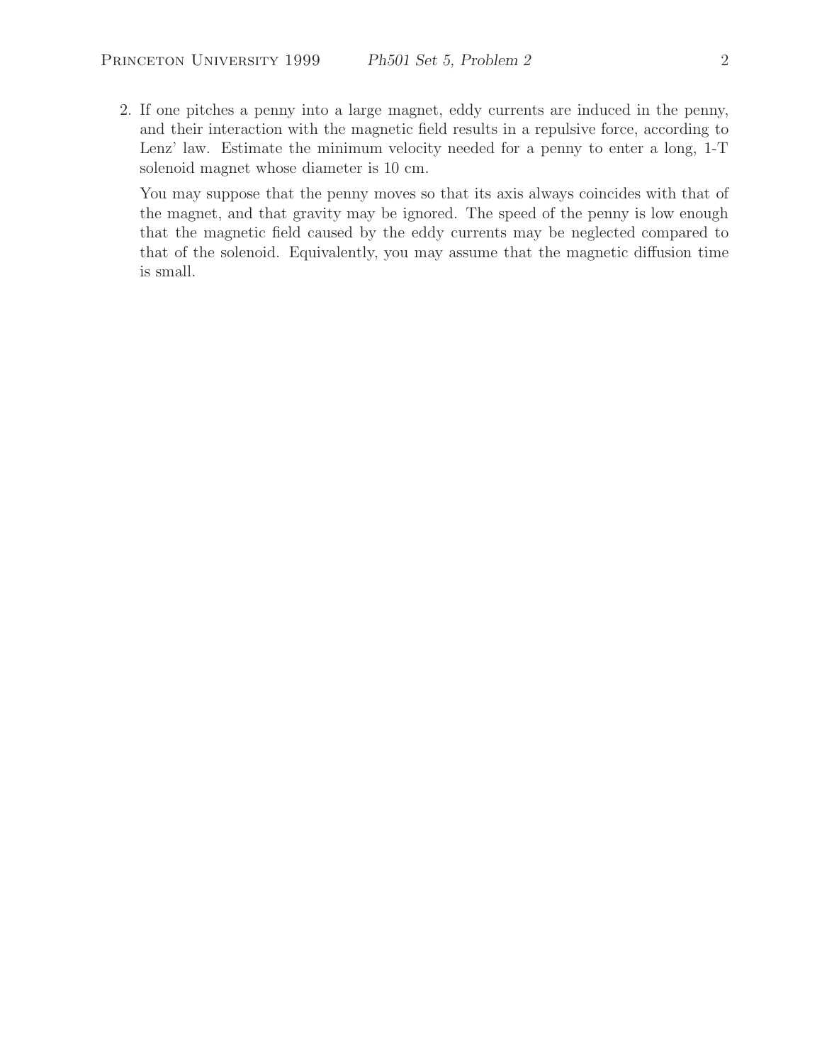2. If one pitches a penny into a large magnet, eddy currents are induced in the penny, and their interaction with the magnetic field results in a repulsive force, according to Lenz' law. Estimate the minimum velocity needed for a penny to enter a long, 1-T solenoid magnet whose diameter is 10 cm.

   You may suppose that the penny moves so that its axis always coincides with that of the magnet, and that gravity may be ignored. The speed of the penny is low enough that the magnetic field caused by the eddy currents may be neglected compared to that of the solenoid. Equivalently, you may assume that the magnetic diffusion time is small.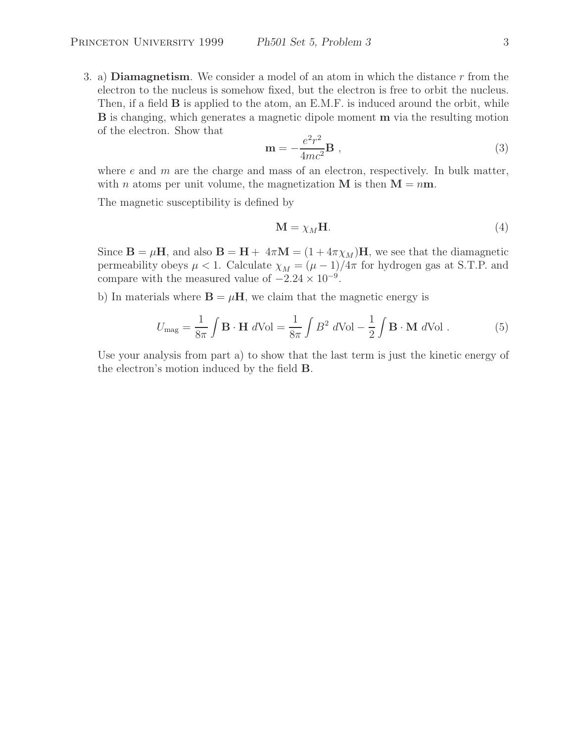3. a) **Diamagnetism**. We consider a model of an atom in which the distance $r$ from the electron to the nucleus is somehow fixed, but the electron is free to orbit the nucleus. Then, if a field $\mathbf{B}$ is applied to the atom, an E.M.F. is induced around the orbit, while $\mathbf{B}$ is changing, which generates a magnetic dipole moment $\mathbf{m}$ via the resulting motion of the electron. Show that

$$\mathbf{m} = -\frac{e^2 r^2}{4mc^2}\mathbf{B} , \tag{3}$$

where $e$ and $m$ are the charge and mass of an electron, respectively. In bulk matter, with $n$ atoms per unit volume, the magnetization $\mathbf{M}$ is then $\mathbf{M} = n\mathbf{m}$.

The magnetic susceptibility is defined by

$$\mathbf{M} = \chi_M \mathbf{H}. \tag{4}$$

Since $\mathbf{B} = \mu\mathbf{H}$, and also $\mathbf{B} = \mathbf{H} + 4\pi\mathbf{M} = (1 + 4\pi\chi_M)\mathbf{H}$, we see that the diamagnetic permeability obeys $\mu < 1$. Calculate $\chi_M = (\mu - 1)/4\pi$ for hydrogen gas at S.T.P. and compare with the measured value of $-2.24 \times 10^{-9}$.

b) In materials where $\mathbf{B} = \mu\mathbf{H}$, we claim that the magnetic energy is

$$U_{\text{mag}} = \frac{1}{8\pi}\int \mathbf{B} \cdot \mathbf{H}\ d\text{Vol} = \frac{1}{8\pi}\int B^2\ d\text{Vol} - \frac{1}{2}\int \mathbf{B} \cdot \mathbf{M}\ d\text{Vol} . \tag{5}$$

Use your analysis from part a) to show that the last term is just the kinetic energy of the electron's motion induced by the field $\mathbf{B}$.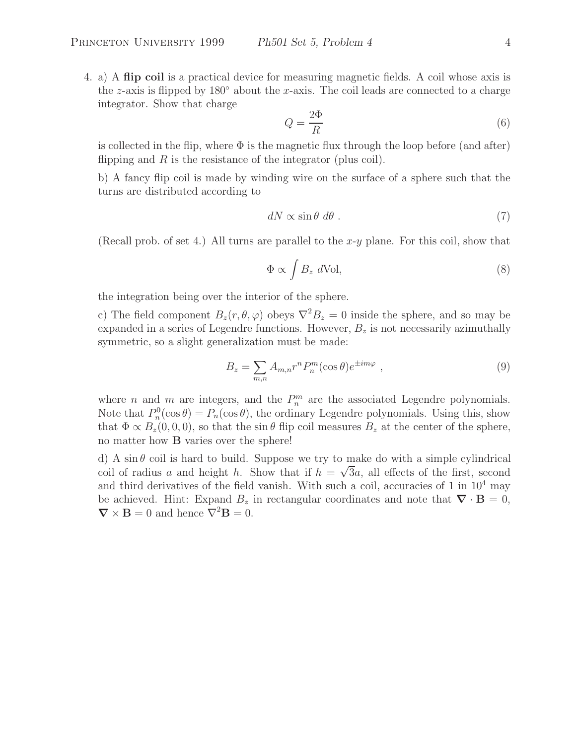4. a) A **flip coil** is a practical device for measuring magnetic fields. A coil whose axis is the $z$-axis is flipped by $180^\circ$ about the $x$-axis. The coil leads are connected to a charge integrator. Show that charge

$$Q = \frac{2\Phi}{R} \tag{6}$$

is collected in the flip, where $\Phi$ is the magnetic flux through the loop before (and after) flipping and $R$ is the resistance of the integrator (plus coil).

b) A fancy flip coil is made by winding wire on the surface of a sphere such that the turns are distributed according to

$$dN \propto \sin\theta \; d\theta \; . \tag{7}$$

(Recall prob. of set 4.) All turns are parallel to the $x$-$y$ plane. For this coil, show that

$$\Phi \propto \int B_z \; d\text{Vol}, \tag{8}$$

the integration being over the interior of the sphere.

c) The field component $B_z(r, \theta, \varphi)$ obeys $\nabla^2 B_z = 0$ inside the sphere, and so may be expanded in a series of Legendre functions. However, $B_z$ is not necessarily azimuthally symmetric, so a slight generalization must be made:

$$B_z = \sum_{m,n} A_{m,n} r^n P_n^m(\cos\theta) e^{\pm im\varphi} \; , \tag{9}$$

where $n$ and $m$ are integers, and the $P_n^m$ are the associated Legendre polynomials. Note that $P_n^0(\cos\theta) = P_n(\cos\theta)$, the ordinary Legendre polynomials. Using this, show that $\Phi \propto B_z(0, 0, 0)$, so that the $\sin\theta$ flip coil measures $B_z$ at the center of the sphere, no matter how **B** varies over the sphere!

d) A $\sin\theta$ coil is hard to build. Suppose we try to make do with a simple cylindrical coil of radius $a$ and height $h$. Show that if $h = \sqrt{3}a$, all effects of the first, second and third derivatives of the field vanish. With such a coil, accuracies of 1 in $10^4$ may be achieved. Hint: Expand $B_z$ in rectangular coordinates and note that $\boldsymbol{\nabla} \cdot \mathbf{B} = 0$, $\boldsymbol{\nabla} \times \mathbf{B} = 0$ and hence $\nabla^2 \mathbf{B} = 0$.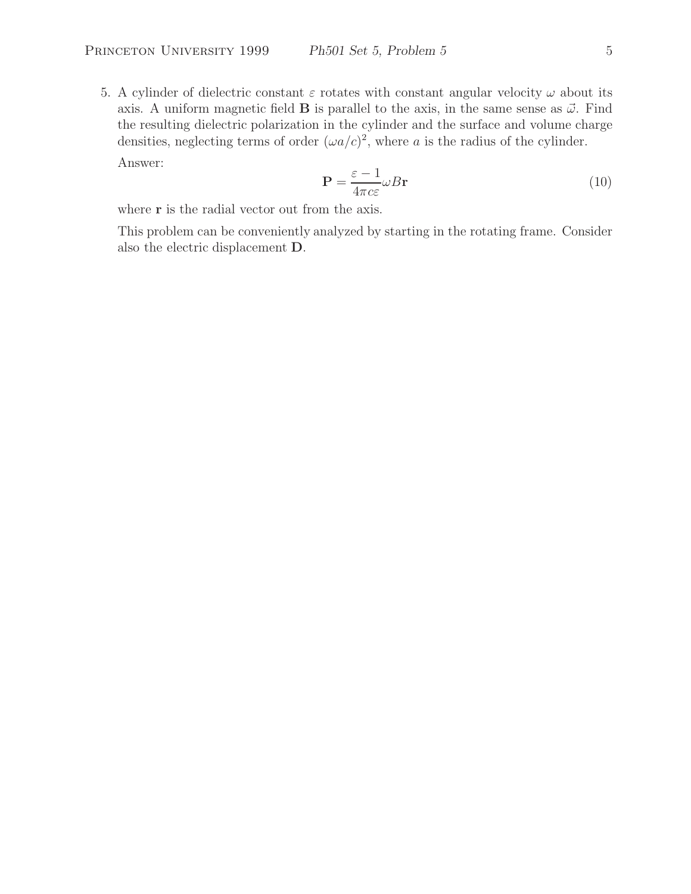5. A cylinder of dielectric constant $\varepsilon$ rotates with constant angular velocity $\omega$ about its axis. A uniform magnetic field $\mathbf{B}$ is parallel to the axis, in the same sense as $\vec{\omega}$. Find the resulting dielectric polarization in the cylinder and the surface and volume charge densities, neglecting terms of order $(\omega a/c)^2$, where $a$ is the radius of the cylinder.

   Answer:

$$\mathbf{P} = \frac{\varepsilon - 1}{4\pi c\varepsilon}\omega B\mathbf{r} \tag{10}$$

   where $\mathbf{r}$ is the radial vector out from the axis.

   This problem can be conveniently analyzed by starting in the rotating frame. Consider also the electric displacement $\mathbf{D}$.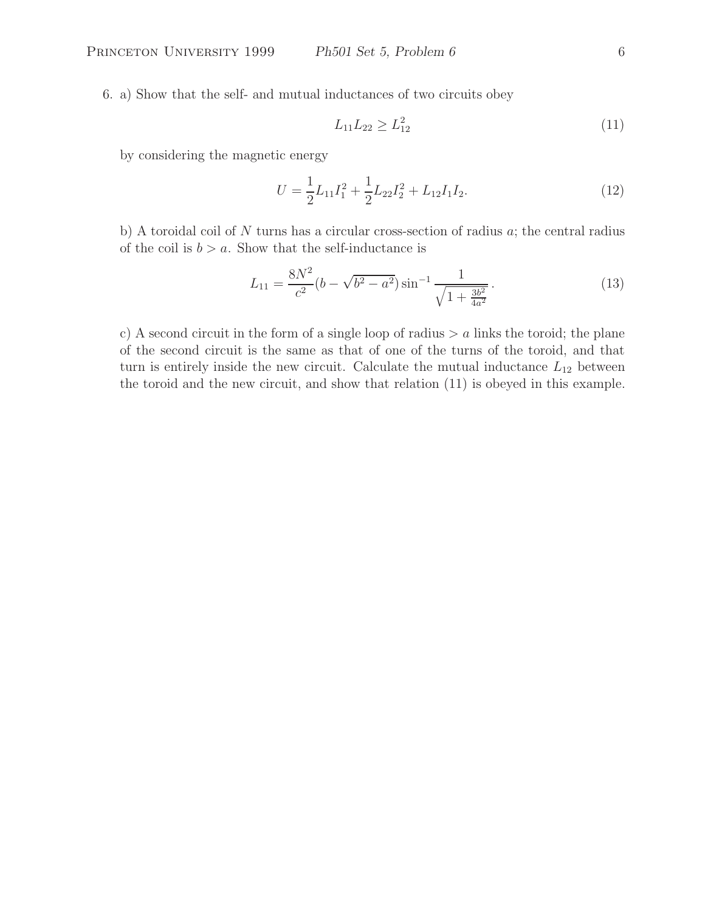6. a) Show that the self- and mutual inductances of two circuits obey

$$L_{11}L_{22} \geq L_{12}^2 \tag{11}$$

by considering the magnetic energy

$$U = \frac{1}{2}L_{11}I_1^2 + \frac{1}{2}L_{22}I_2^2 + L_{12}I_1I_2. \tag{12}$$

b) A toroidal coil of $N$ turns has a circular cross-section of radius $a$; the central radius of the coil is $b > a$. Show that the self-inductance is

$$L_{11} = \frac{8N^2}{c^2}(b - \sqrt{b^2 - a^2}) \sin^{-1} \frac{1}{\sqrt{1 + \frac{3b^2}{4a^2}}}. \tag{13}$$

c) A second circuit in the form of a single loop of radius $> a$ links the toroid; the plane of the second circuit is the same as that of one of the turns of the toroid, and that turn is entirely inside the new circuit. Calculate the mutual inductance $L_{12}$ between the toroid and the new circuit, and show that relation (11) is obeyed in this example.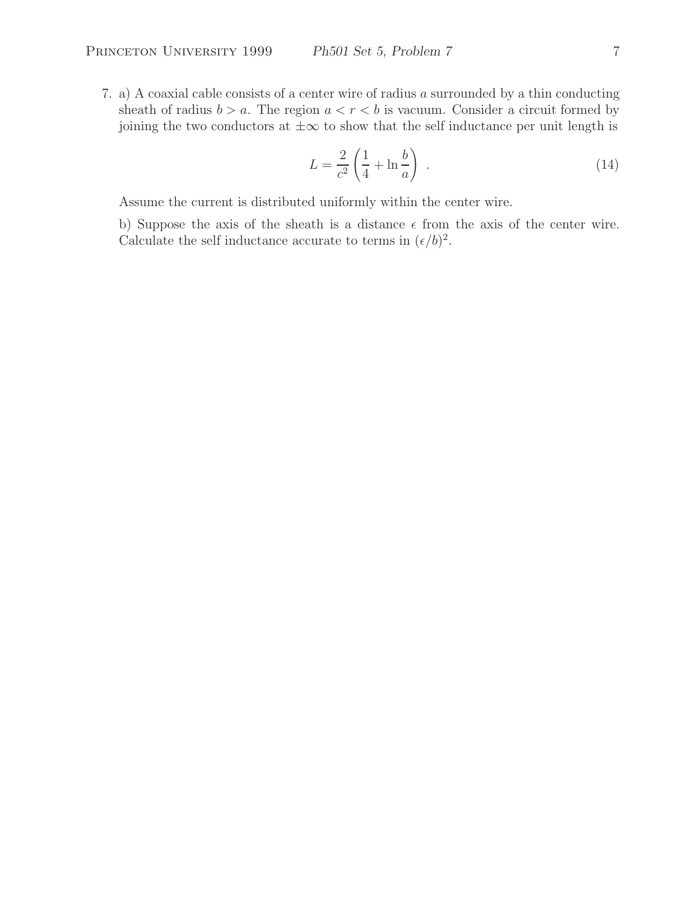7. a) A coaxial cable consists of a center wire of radius $a$ surrounded by a thin conducting sheath of radius $b > a$. The region $a < r < b$ is vacuum. Consider a circuit formed by joining the two conductors at $\pm\infty$ to show that the self inductance per unit length is

$$L = \frac{2}{c^2}\left(\frac{1}{4} + \ln\frac{b}{a}\right) . \tag{14}$$

Assume the current is distributed uniformly within the center wire.

b) Suppose the axis of the sheath is a distance $\epsilon$ from the axis of the center wire. Calculate the self inductance accurate to terms in $(\epsilon/b)^2$.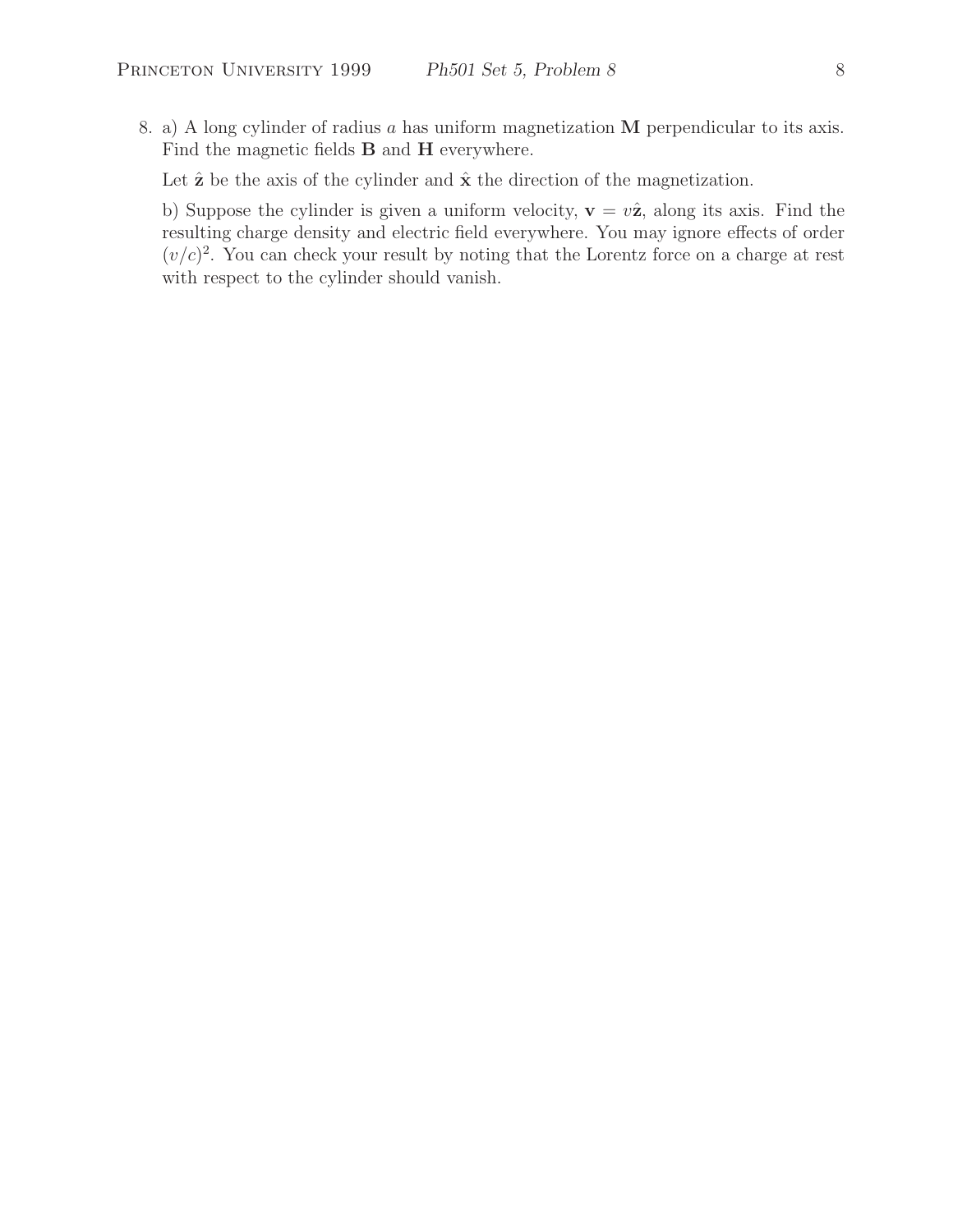8. a) A long cylinder of radius $a$ has uniform magnetization $\mathbf{M}$ perpendicular to its axis. Find the magnetic fields $\mathbf{B}$ and $\mathbf{H}$ everywhere.

   Let $\hat{\mathbf{z}}$ be the axis of the cylinder and $\hat{\mathbf{x}}$ the direction of the magnetization.

   b) Suppose the cylinder is given a uniform velocity, $\mathbf{v} = v\hat{\mathbf{z}}$, along its axis. Find the resulting charge density and electric field everywhere. You may ignore effects of order $(v/c)^2$. You can check your result by noting that the Lorentz force on a charge at rest with respect to the cylinder should vanish.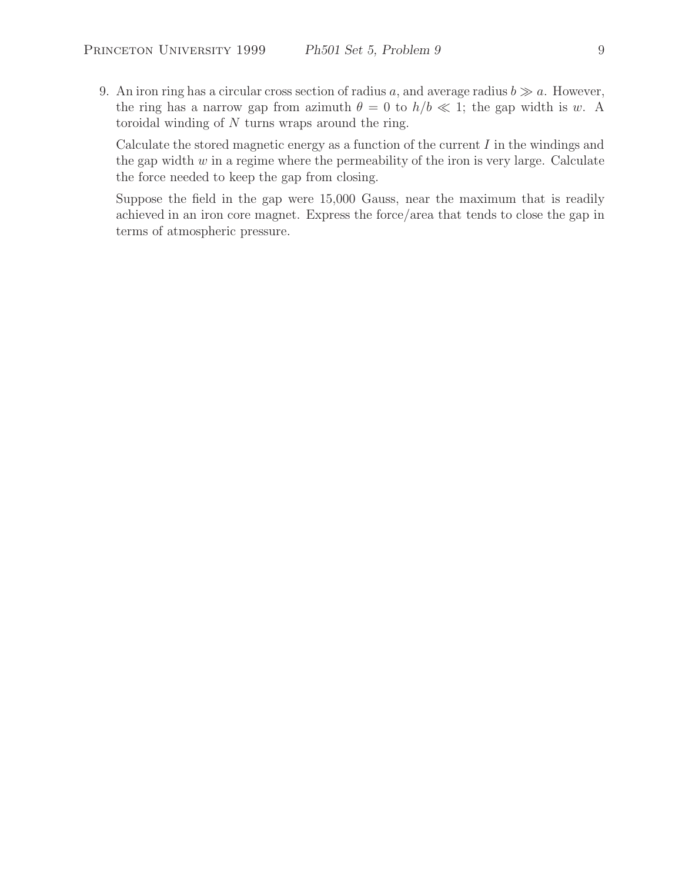9. An iron ring has a circular cross section of radius $a$, and average radius $b \gg a$. However, the ring has a narrow gap from azimuth $\theta = 0$ to $h/b \ll 1$; the gap width is $w$. A toroidal winding of $N$ turns wraps around the ring.

   Calculate the stored magnetic energy as a function of the current $I$ in the windings and the gap width $w$ in a regime where the permeability of the iron is very large. Calculate the force needed to keep the gap from closing.

   Suppose the field in the gap were 15,000 Gauss, near the maximum that is readily achieved in an iron core magnet. Express the force/area that tends to close the gap in terms of atmospheric pressure.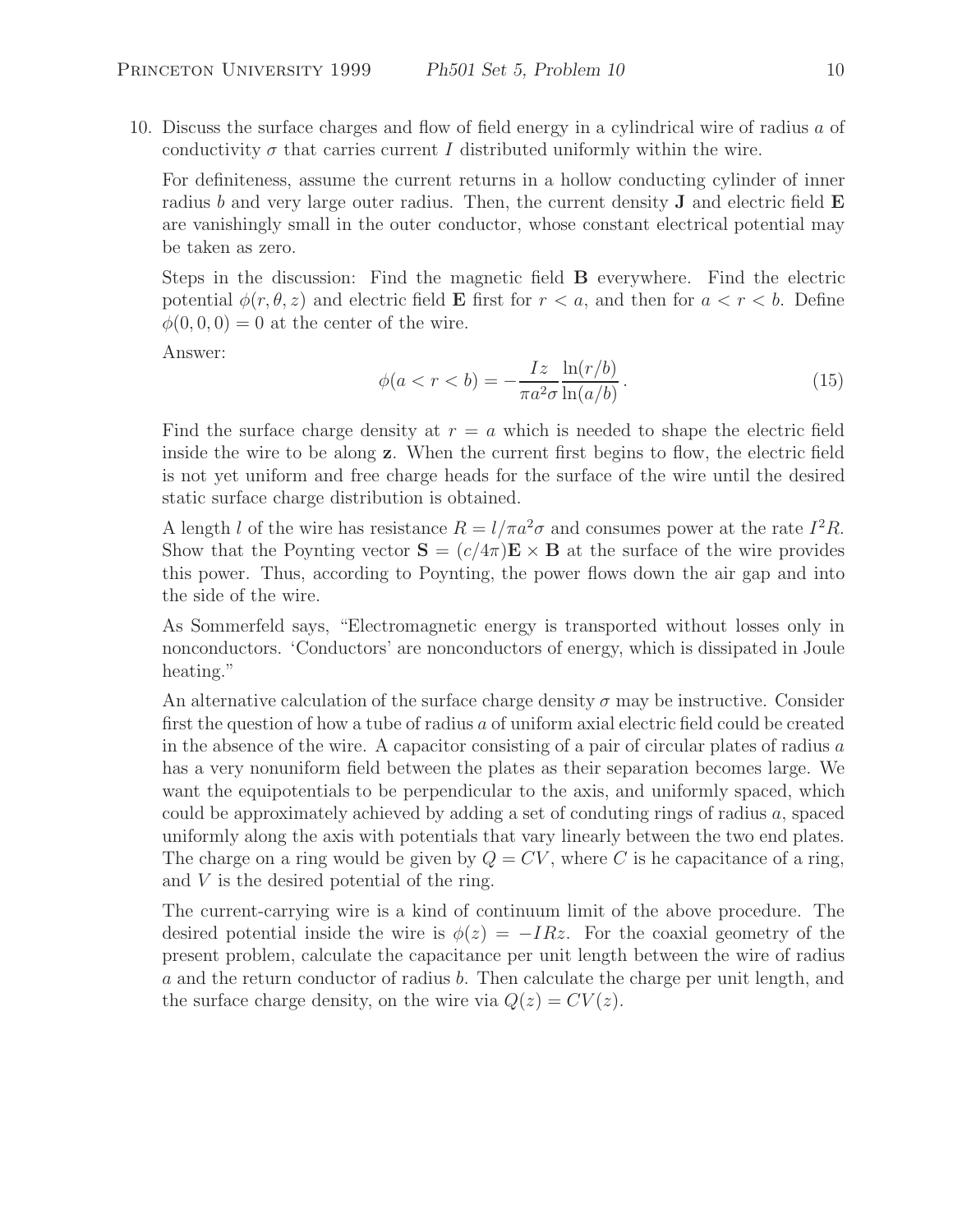10. Discuss the surface charges and flow of field energy in a cylindrical wire of radius $a$ of conductivity $\sigma$ that carries current $I$ distributed uniformly within the wire.

For definiteness, assume the current returns in a hollow conducting cylinder of inner radius $b$ and very large outer radius. Then, the current density $\mathbf{J}$ and electric field $\mathbf{E}$ are vanishingly small in the outer conductor, whose constant electrical potential may be taken as zero.

Steps in the discussion: Find the magnetic field $\mathbf{B}$ everywhere. Find the electric potential $\phi(r, \theta, z)$ and electric field $\mathbf{E}$ first for $r < a$, and then for $a < r < b$. Define $\phi(0, 0, 0) = 0$ at the center of the wire.

Answer:

$$\phi(a < r < b) = -\frac{Iz}{\pi a^2 \sigma} \frac{\ln(r/b)}{\ln(a/b)} . \tag{15}$$

Find the surface charge density at $r = a$ which is needed to shape the electric field inside the wire to be along $\mathbf{z}$. When the current first begins to flow, the electric field is not yet uniform and free charge heads for the surface of the wire until the desired static surface charge distribution is obtained.

A length $l$ of the wire has resistance $R = l/\pi a^2 \sigma$ and consumes power at the rate $I^2 R$. Show that the Poynting vector $\mathbf{S} = (c/4\pi)\mathbf{E} \times \mathbf{B}$ at the surface of the wire provides this power. Thus, according to Poynting, the power flows down the air gap and into the side of the wire.

As Sommerfeld says, "Electromagnetic energy is transported without losses only in nonconductors. 'Conductors' are nonconductors of energy, which is dissipated in Joule heating."

An alternative calculation of the surface charge density $\sigma$ may be instructive. Consider first the question of how a tube of radius $a$ of uniform axial electric field could be created in the absence of the wire. A capacitor consisting of a pair of circular plates of radius $a$ has a very nonuniform field between the plates as their separation becomes large. We want the equipotentials to be perpendicular to the axis, and uniformly spaced, which could be approximately achieved by adding a set of conduting rings of radius $a$, spaced uniformly along the axis with potentials that vary linearly between the two end plates. The charge on a ring would be given by $Q = CV$, where $C$ is he capacitance of a ring, and $V$ is the desired potential of the ring.

The current-carrying wire is a kind of continuum limit of the above procedure. The desired potential inside the wire is $\phi(z) = -IRz$. For the coaxial geometry of the present problem, calculate the capacitance per unit length between the wire of radius $a$ and the return conductor of radius $b$. Then calculate the charge per unit length, and the surface charge density, on the wire via $Q(z) = CV(z)$.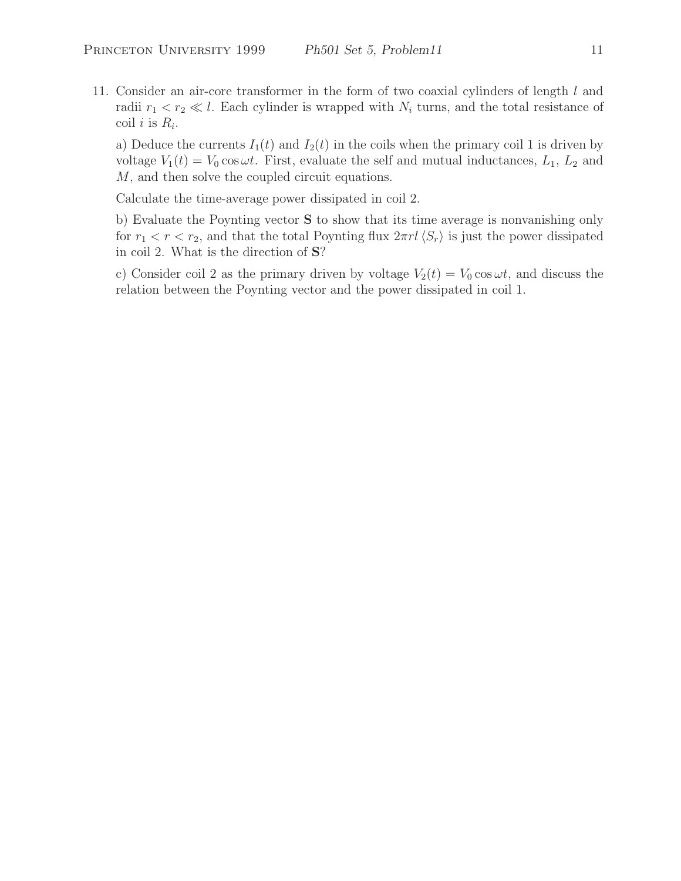11. Consider an air-core transformer in the form of two coaxial cylinders of length $l$ and radii $r_1 < r_2 \ll l$. Each cylinder is wrapped with $N_i$ turns, and the total resistance of coil $i$ is $R_i$.

    a) Deduce the currents $I_1(t)$ and $I_2(t)$ in the coils when the primary coil 1 is driven by voltage $V_1(t) = V_0 \cos \omega t$. First, evaluate the self and mutual inductances, $L_1$, $L_2$ and $M$, and then solve the coupled circuit equations.

    Calculate the time-average power dissipated in coil 2.

    b) Evaluate the Poynting vector $\mathbf{S}$ to show that its time average is nonvanishing only for $r_1 < r < r_2$, and that the total Poynting flux $2\pi r l \langle S_r \rangle$ is just the power dissipated in coil 2. What is the direction of $\mathbf{S}$?

    c) Consider coil 2 as the primary driven by voltage $V_2(t) = V_0 \cos \omega t$, and discuss the relation between the Poynting vector and the power dissipated in coil 1.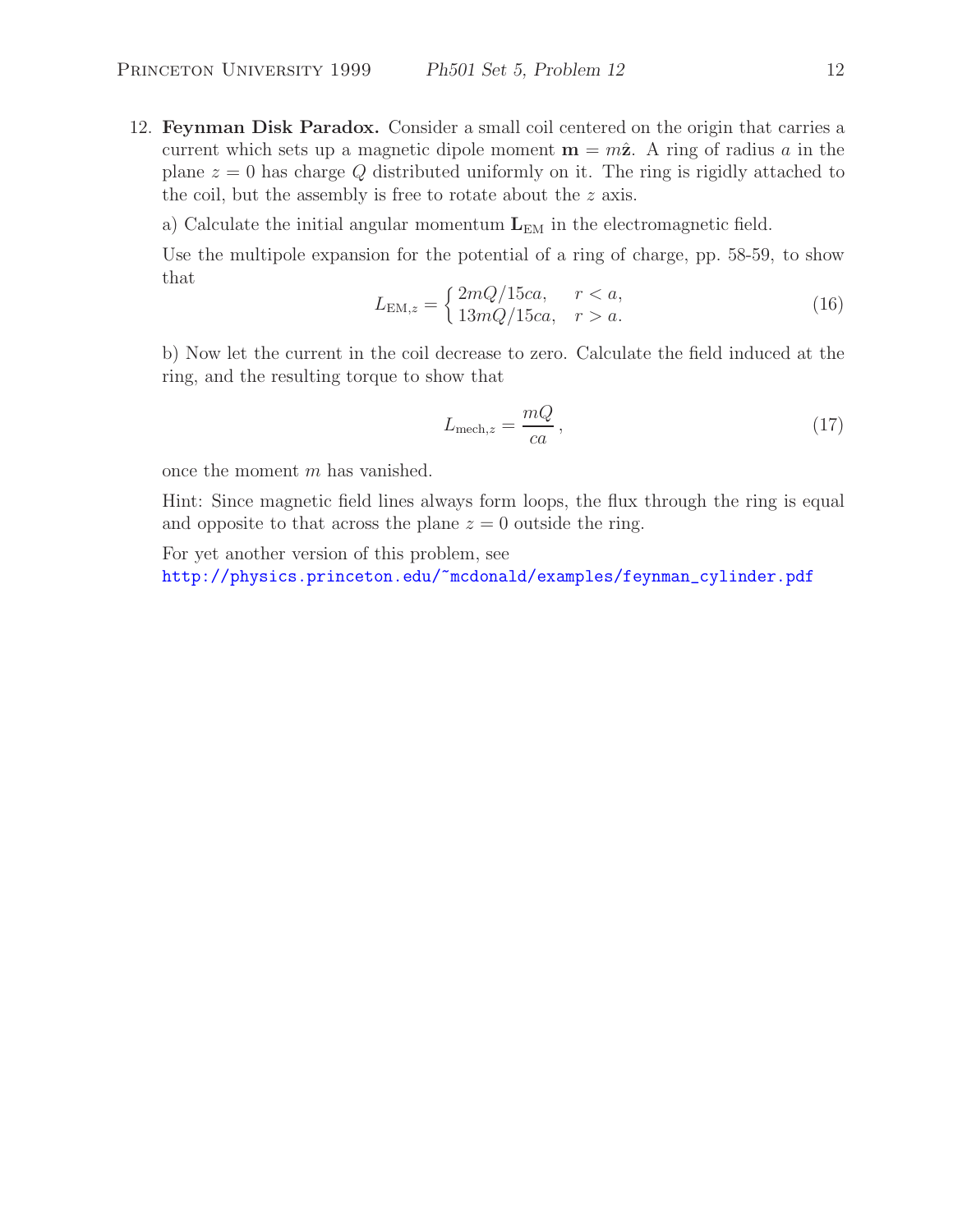12. **Feynman Disk Paradox.** Consider a small coil centered on the origin that carries a current which sets up a magnetic dipole moment $\mathbf{m} = m\hat{\mathbf{z}}$. A ring of radius $a$ in the plane $z = 0$ has charge $Q$ distributed uniformly on it. The ring is rigidly attached to the coil, but the assembly is free to rotate about the $z$ axis.

   a) Calculate the initial angular momentum $\mathbf{L}_{\text{EM}}$ in the electromagnetic field.

   Use the multipole expansion for the potential of a ring of charge, pp. 58-59, to show that

$$L_{\text{EM},z} = \begin{cases} 2mQ/15ca, & r < a, \\ 13mQ/15ca, & r > a. \end{cases} \tag{16}$$

   b) Now let the current in the coil decrease to zero. Calculate the field induced at the ring, and the resulting torque to show that

$$L_{\text{mech},z} = \frac{mQ}{ca}\,, \tag{17}$$

   once the moment $m$ has vanished.

   Hint: Since magnetic field lines always form loops, the flux through the ring is equal and opposite to that across the plane $z = 0$ outside the ring.

   For yet another version of this problem, see
   http://physics.princeton.edu/~mcdonald/examples/feynman_cylinder.pdf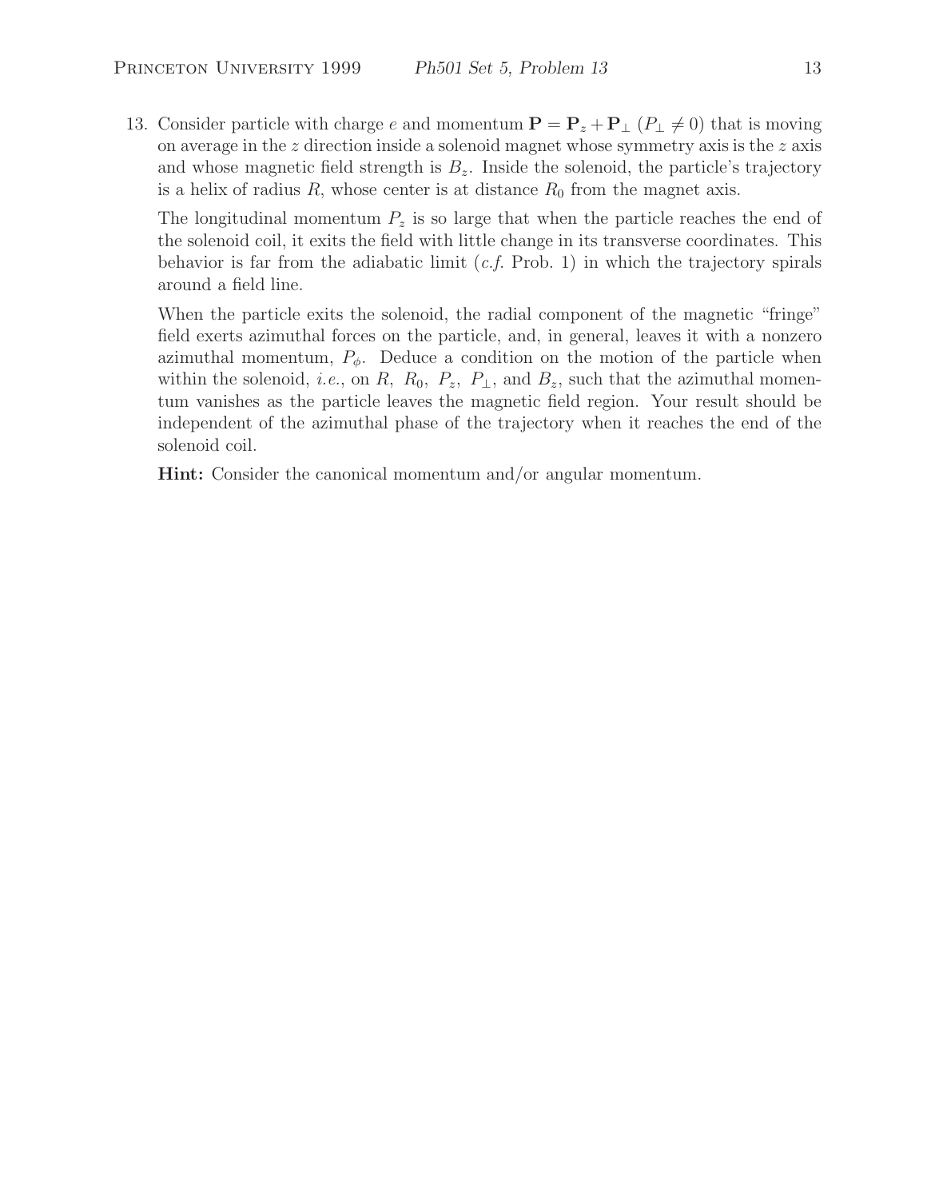13. Consider particle with charge $e$ and momentum $\mathbf{P} = \mathbf{P}_z + \mathbf{P}_\perp$ ($P_\perp \neq 0$) that is moving on average in the $z$ direction inside a solenoid magnet whose symmetry axis is the $z$ axis and whose magnetic field strength is $B_z$. Inside the solenoid, the particle's trajectory is a helix of radius $R$, whose center is at distance $R_0$ from the magnet axis.

    The longitudinal momentum $P_z$ is so large that when the particle reaches the end of the solenoid coil, it exits the field with little change in its transverse coordinates. This behavior is far from the adiabatic limit (*c.f.* Prob. 1) in which the trajectory spirals around a field line.

    When the particle exits the solenoid, the radial component of the magnetic "fringe" field exerts azimuthal forces on the particle, and, in general, leaves it with a nonzero azimuthal momentum, $P_\phi$. Deduce a condition on the motion of the particle when within the solenoid, *i.e.*, on $R$, $R_0$, $P_z$, $P_\perp$, and $B_z$, such that the azimuthal momentum vanishes as the particle leaves the magnetic field region. Your result should be independent of the azimuthal phase of the trajectory when it reaches the end of the solenoid coil.

    **Hint:** Consider the canonical momentum and/or angular momentum.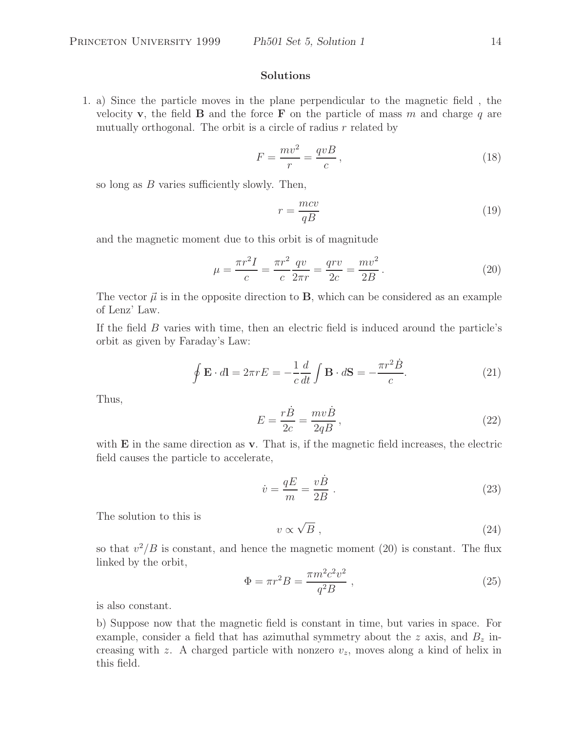## Solutions

1. a) Since the particle moves in the plane perpendicular to the magnetic field , the velocity $\mathbf{v}$, the field $\mathbf{B}$ and the force $\mathbf{F}$ on the particle of mass $m$ and charge $q$ are mutually orthogonal. The orbit is a circle of radius $r$ related by

$$F = \frac{mv^2}{r} = \frac{qvB}{c}, \tag{18}$$

so long as $B$ varies sufficiently slowly. Then,

$$r = \frac{mcv}{qB} \tag{19}$$

and the magnetic moment due to this orbit is of magnitude

$$\mu = \frac{\pi r^2 I}{c} = \frac{\pi r^2}{c}\frac{qv}{2\pi r} = \frac{qrv}{2c} = \frac{mv^2}{2B}. \tag{20}$$

The vector $\vec{\mu}$ is in the opposite direction to $\mathbf{B}$, which can be considered as an example of Lenz' Law.

If the field $B$ varies with time, then an electric field is induced around the particle's orbit as given by Faraday's Law:

$$\oint \mathbf{E} \cdot d\mathbf{l} = 2\pi r E = -\frac{1}{c}\frac{d}{dt}\int \mathbf{B} \cdot d\mathbf{S} = -\frac{\pi r^2 \dot{B}}{c}. \tag{21}$$

Thus,

$$E = \frac{r\dot{B}}{2c} = \frac{mv\dot{B}}{2qB}, \tag{22}$$

with $\mathbf{E}$ in the same direction as $\mathbf{v}$. That is, if the magnetic field increases, the electric field causes the particle to accelerate,

$$\dot{v} = \frac{qE}{m} = \frac{v\dot{B}}{2B}. \tag{23}$$

The solution to this is

$$v \propto \sqrt{B}, \tag{24}$$

so that $v^2/B$ is constant, and hence the magnetic moment (20) is constant. The flux linked by the orbit,

$$\Phi = \pi r^2 B = \frac{\pi m^2 c^2 v^2}{q^2 B}, \tag{25}$$

is also constant.

b) Suppose now that the magnetic field is constant in time, but varies in space. For example, consider a field that has azimuthal symmetry about the $z$ axis, and $B_z$ increasing with $z$. A charged particle with nonzero $v_z$, moves along a kind of helix in this field.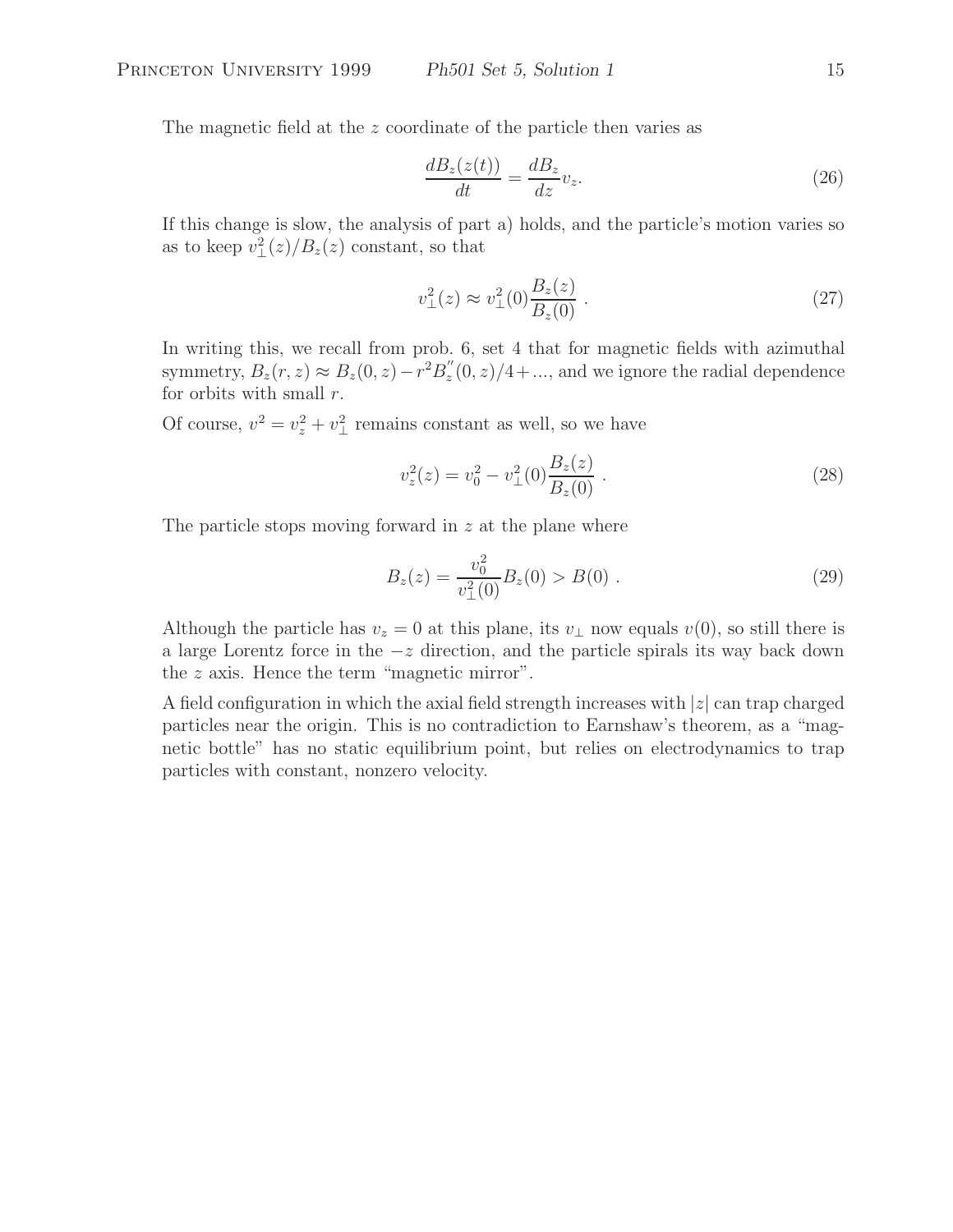The magnetic field at the $z$ coordinate of the particle then varies as

$$\frac{dB_z(z(t))}{dt} = \frac{dB_z}{dz} v_z. \tag{26}$$

If this change is slow, the analysis of part a) holds, and the particle's motion varies so as to keep $v_\perp^2(z)/B_z(z)$ constant, so that

$$v_\perp^2(z) \approx v_\perp^2(0) \frac{B_z(z)}{B_z(0)} \ . \tag{27}$$

In writing this, we recall from prob. 6, set 4 that for magnetic fields with azimuthal symmetry, $B_z(r, z) \approx B_z(0, z) - r^2 B_z''(0, z)/4 + ...$, and we ignore the radial dependence for orbits with small $r$.

Of course, $v^2 = v_z^2 + v_\perp^2$ remains constant as well, so we have

$$v_z^2(z) = v_0^2 - v_\perp^2(0) \frac{B_z(z)}{B_z(0)} \ . \tag{28}$$

The particle stops moving forward in $z$ at the plane where

$$B_z(z) = \frac{v_0^2}{v_\perp^2(0)} B_z(0) > B(0) \ . \tag{29}$$

Although the particle has $v_z = 0$ at this plane, its $v_\perp$ now equals $v(0)$, so still there is a large Lorentz force in the $-z$ direction, and the particle spirals its way back down the $z$ axis. Hence the term "magnetic mirror".

A field configuration in which the axial field strength increases with $|z|$ can trap charged particles near the origin. This is no contradiction to Earnshaw's theorem, as a "magnetic bottle" has no static equilibrium point, but relies on electrodynamics to trap particles with constant, nonzero velocity.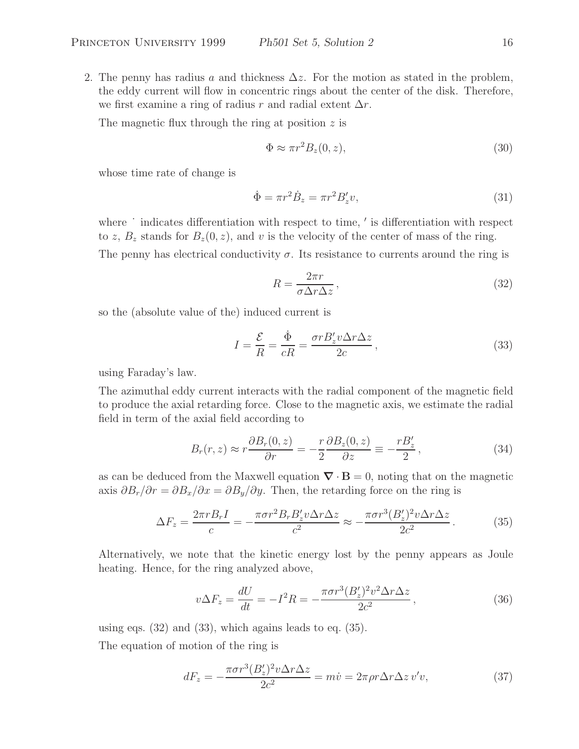2. The penny has radius $a$ and thickness $\Delta z$. For the motion as stated in the problem, the eddy current will flow in concentric rings about the center of the disk. Therefore, we first examine a ring of radius $r$ and radial extent $\Delta r$.

   The magnetic flux through the ring at position $z$ is

$$\Phi \approx \pi r^2 B_z(0, z), \tag{30}$$

   whose time rate of change is

$$\dot{\Phi} = \pi r^2 \dot{B}_z = \pi r^2 B_z' v, \tag{31}$$

   where $\dot{}$ indicates differentiation with respect to time, $'$ is differentiation with respect to $z$, $B_z$ stands for $B_z(0, z)$, and $v$ is the velocity of the center of mass of the ring.

   The penny has electrical conductivity $\sigma$. Its resistance to currents around the ring is

$$R = \frac{2\pi r}{\sigma \Delta r \Delta z}, \tag{32}$$

   so the (absolute value of the) induced current is

$$I = \frac{\mathcal{E}}{R} = \frac{\dot{\Phi}}{cR} = \frac{\sigma r B_z' v \Delta r \Delta z}{2c}, \tag{33}$$

   using Faraday's law.

   The azimuthal eddy current interacts with the radial component of the magnetic field to produce the axial retarding force. Close to the magnetic axis, we estimate the radial field in term of the axial field according to

$$B_r(r, z) \approx r \frac{\partial B_r(0, z)}{\partial r} = -\frac{r}{2} \frac{\partial B_z(0, z)}{\partial z} \equiv -\frac{r B_z'}{2}, \tag{34}$$

   as can be deduced from the Maxwell equation $\boldsymbol{\nabla} \cdot \mathbf{B} = 0$, noting that on the magnetic axis $\partial B_r/\partial r = \partial B_x/\partial x = \partial B_y/\partial y$. Then, the retarding force on the ring is

$$\Delta F_z = \frac{2\pi r B_r I}{c} = -\frac{\pi \sigma r^2 B_r B_z' v \Delta r \Delta z}{c^2} \approx -\frac{\pi \sigma r^3 (B_z')^2 v \Delta r \Delta z}{2c^2}. \tag{35}$$

   Alternatively, we note that the kinetic energy lost by the penny appears as Joule heating. Hence, for the ring analyzed above,

$$v \Delta F_z = \frac{dU}{dt} = -I^2 R = -\frac{\pi \sigma r^3 (B_z')^2 v^2 \Delta r \Delta z}{2c^2}, \tag{36}$$

   using eqs. (32) and (33), which agains leads to eq. (35).

   The equation of motion of the ring is

$$dF_z = -\frac{\pi \sigma r^3 (B_z')^2 v \Delta r \Delta z}{2c^2} = m\dot{v} = 2\pi \rho r \Delta r \Delta z \, v' v, \tag{37}$$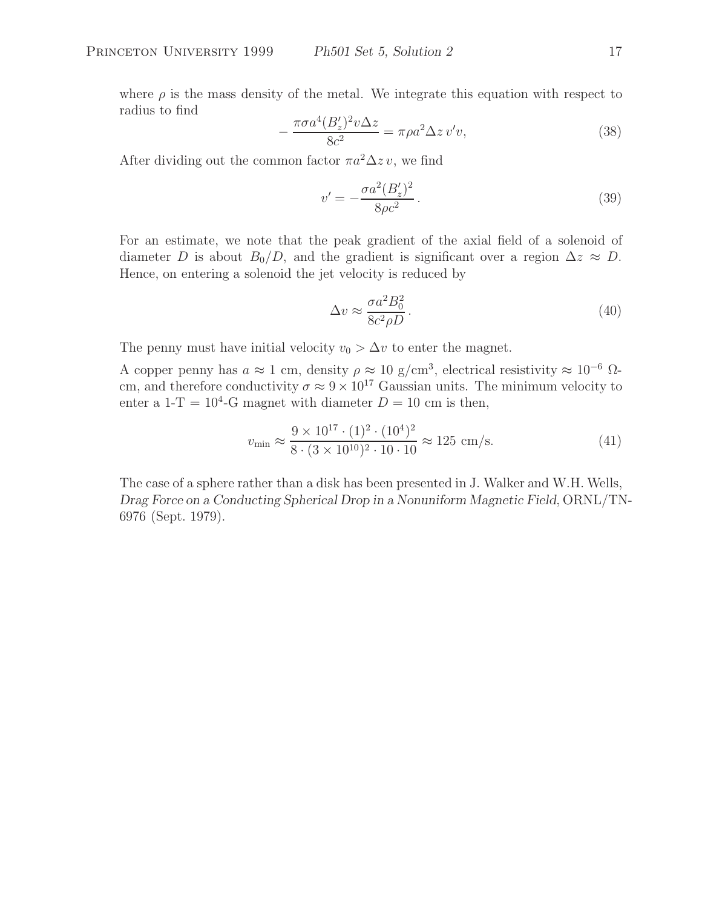where $\rho$ is the mass density of the metal. We integrate this equation with respect to radius to find

$$-\frac{\pi\sigma a^4 (B_z')^2 v \Delta z}{8c^2} = \pi\rho a^2 \Delta z \, v' v, \tag{38}$$

After dividing out the common factor $\pi a^2 \Delta z \, v$, we find

$$v' = -\frac{\sigma a^2 (B_z')^2}{8\rho c^2}\,. \tag{39}$$

For an estimate, we note that the peak gradient of the axial field of a solenoid of diameter $D$ is about $B_0/D$, and the gradient is significant over a region $\Delta z \approx D$. Hence, on entering a solenoid the jet velocity is reduced by

$$\Delta v \approx \frac{\sigma a^2 B_0^2}{8c^2 \rho D}\,. \tag{40}$$

The penny must have initial velocity $v_0 > \Delta v$ to enter the magnet.

A copper penny has $a \approx 1$ cm, density $\rho \approx 10$ g/cm$^3$, electrical resistivity $\approx 10^{-6}$ $\Omega$-cm, and therefore conductivity $\sigma \approx 9 \times 10^{17}$ Gaussian units. The minimum velocity to enter a 1-T = $10^4$-G magnet with diameter $D = 10$ cm is then,

$$v_{\rm min} \approx \frac{9 \times 10^{17} \cdot (1)^2 \cdot (10^4)^2}{8 \cdot (3 \times 10^{10})^2 \cdot 10 \cdot 10} \approx 125 \text{ cm/s}. \tag{41}$$

The case of a sphere rather than a disk has been presented in J. Walker and W.H. Wells, *Drag Force on a Conducting Spherical Drop in a Nonuniform Magnetic Field*, ORNL/TN-6976 (Sept. 1979).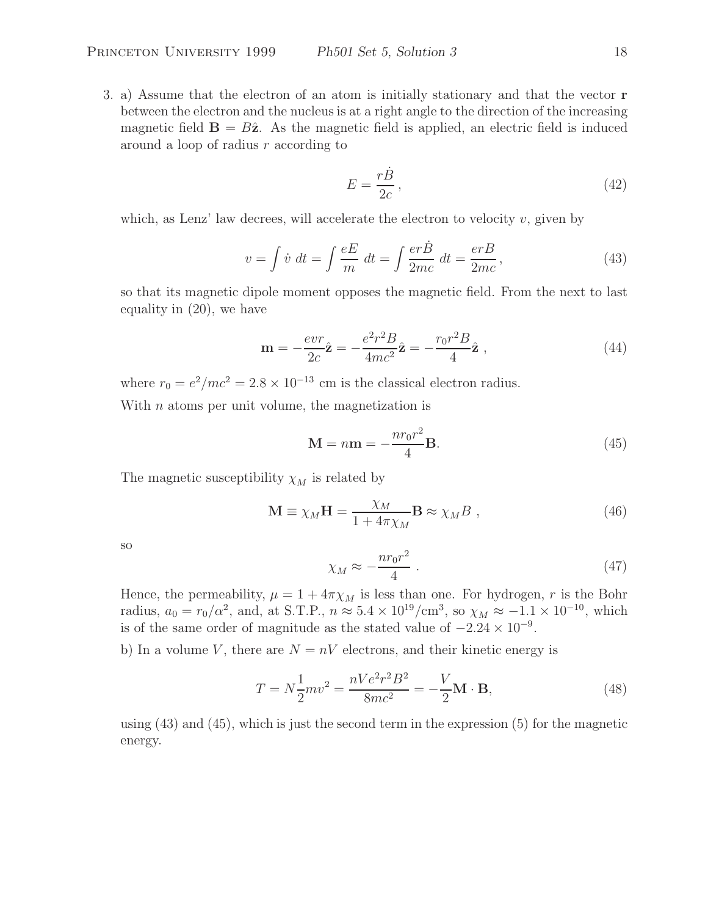3. a) Assume that the electron of an atom is initially stationary and that the vector $\mathbf{r}$ between the electron and the nucleus is at a right angle to the direction of the increasing magnetic field $\mathbf{B} = B\hat{\mathbf{z}}$. As the magnetic field is applied, an electric field is induced around a loop of radius $r$ according to

$$E = \frac{r\dot{B}}{2c}\,, \tag{42}$$

which, as Lenz' law decrees, will accelerate the electron to velocity $v$, given by

$$v = \int \dot{v}\ dt = \int \frac{eE}{m}\ dt = \int \frac{er\dot{B}}{2mc}\ dt = \frac{erB}{2mc}\,, \tag{43}$$

so that its magnetic dipole moment opposes the magnetic field. From the next to last equality in (20), we have

$$\mathbf{m} = -\frac{evr}{2c}\hat{\mathbf{z}} = -\frac{e^2 r^2 B}{4mc^2}\hat{\mathbf{z}} = -\frac{r_0 r^2 B}{4}\hat{\mathbf{z}}\ , \tag{44}$$

where $r_0 = e^2/mc^2 = 2.8 \times 10^{-13}$ cm is the classical electron radius.

With $n$ atoms per unit volume, the magnetization is

$$\mathbf{M} = n\mathbf{m} = -\frac{n r_0 r^2}{4}\mathbf{B}. \tag{45}$$

The magnetic susceptibility $\chi_M$ is related by

$$\mathbf{M} \equiv \chi_M \mathbf{H} = \frac{\chi_M}{1 + 4\pi\chi_M}\mathbf{B} \approx \chi_M B\ , \tag{46}$$

so

$$\chi_M \approx -\frac{n r_0 r^2}{4}\ . \tag{47}$$

Hence, the permeability, $\mu = 1 + 4\pi\chi_M$ is less than one. For hydrogen, $r$ is the Bohr radius, $a_0 = r_0/\alpha^2$, and, at S.T.P., $n \approx 5.4 \times 10^{19}/\text{cm}^3$, so $\chi_M \approx -1.1 \times 10^{-10}$, which is of the same order of magnitude as the stated value of $-2.24 \times 10^{-9}$.

b) In a volume $V$, there are $N = nV$ electrons, and their kinetic energy is

$$T = N\frac{1}{2}mv^2 = \frac{nVe^2r^2B^2}{8mc^2} = -\frac{V}{2}\mathbf{M}\cdot\mathbf{B}, \tag{48}$$

using (43) and (45), which is just the second term in the expression (5) for the magnetic energy.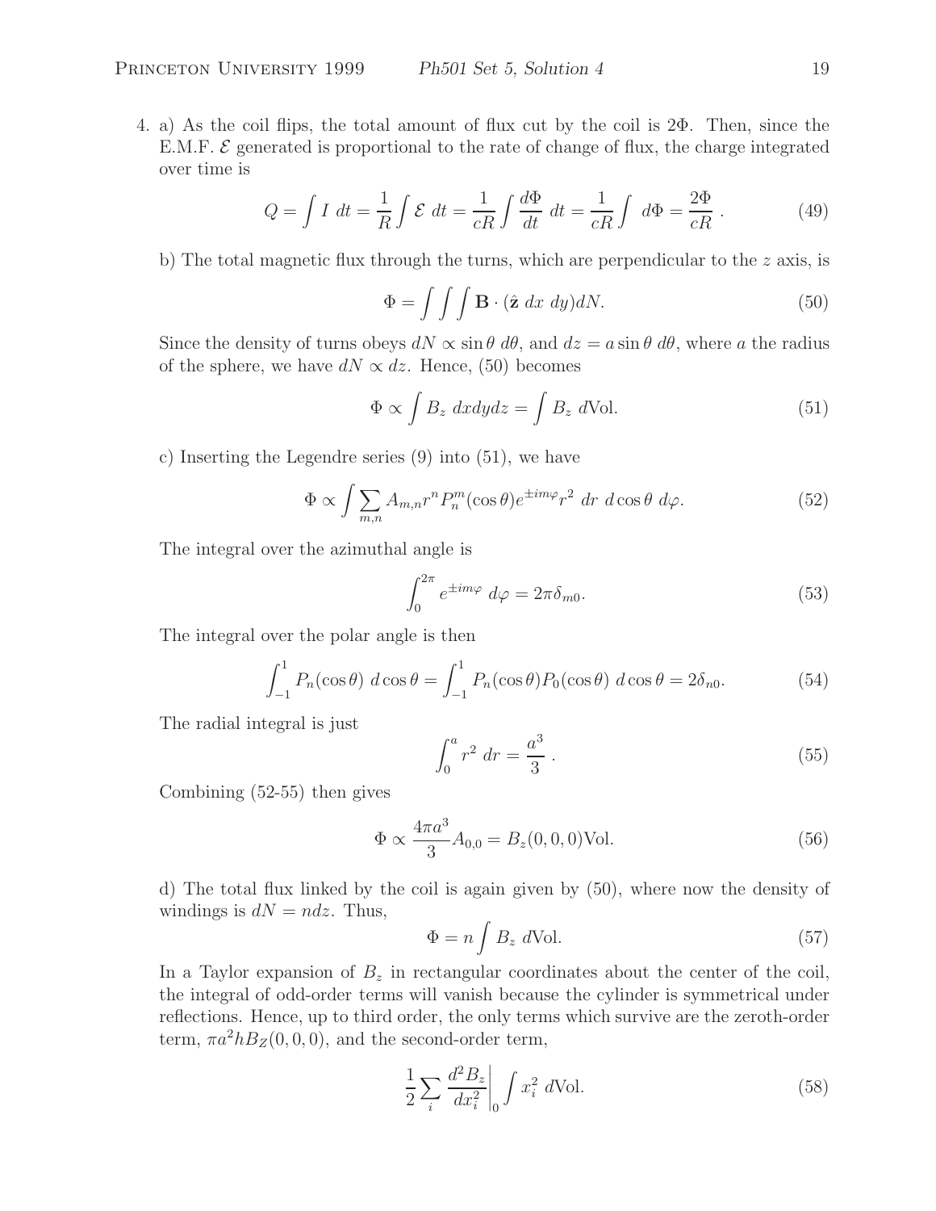4. a) As the coil flips, the total amount of flux cut by the coil is $2\Phi$. Then, since the E.M.F. $\mathcal{E}$ generated is proportional to the rate of change of flux, the charge integrated over time is

$$Q = \int I \ dt = \frac{1}{R}\int \mathcal{E} \ dt = \frac{1}{cR}\int \frac{d\Phi}{dt} \ dt = \frac{1}{cR}\int \ d\Phi = \frac{2\Phi}{cR} \, . \tag{49}$$

b) The total magnetic flux through the turns, which are perpendicular to the $z$ axis, is

$$\Phi = \int\int\int \mathbf{B}\cdot(\hat{\mathbf{z}} \ dx \ dy)dN. \tag{50}$$

Since the density of turns obeys $dN \propto \sin\theta \ d\theta$, and $dz = a\sin\theta \ d\theta$, where $a$ the radius of the sphere, we have $dN \propto dz$. Hence, (50) becomes

$$\Phi \propto \int B_z \ dxdydz = \int B_z \ d\text{Vol}. \tag{51}$$

c) Inserting the Legendre series (9) into (51), we have

$$\Phi \propto \int \sum_{m,n} A_{m,n} r^n P_n^m(\cos\theta) e^{\pm im\varphi} r^2 \ dr \ d\cos\theta \ d\varphi. \tag{52}$$

The integral over the azimuthal angle is

$$\int_0^{2\pi} e^{\pm im\varphi} \ d\varphi = 2\pi\delta_{m0}. \tag{53}$$

The integral over the polar angle is then

$$\int_{-1}^{1} P_n(\cos\theta) \ d\cos\theta = \int_{-1}^{1} P_n(\cos\theta)P_0(\cos\theta) \ d\cos\theta = 2\delta_{n0}. \tag{54}$$

The radial integral is just

$$\int_0^a r^2 \ dr = \frac{a^3}{3} \, . \tag{55}$$

Combining (52-55) then gives

$$\Phi \propto \frac{4\pi a^3}{3} A_{0,0} = B_z(0,0,0)\text{Vol}. \tag{56}$$

d) The total flux linked by the coil is again given by (50), where now the density of windings is $dN = ndz$. Thus,

$$\Phi = n\int B_z \ d\text{Vol}. \tag{57}$$

In a Taylor expansion of $B_z$ in rectangular coordinates about the center of the coil, the integral of odd-order terms will vanish because the cylinder is symmetrical under reflections. Hence, up to third order, the only terms which survive are the zeroth-order term, $\pi a^2 h B_Z(0,0,0)$, and the second-order term,

$$\frac{1}{2}\sum_i \left.\frac{d^2 B_z}{dx_i^2}\right|_0 \int x_i^2 \ d\text{Vol}. \tag{58}$$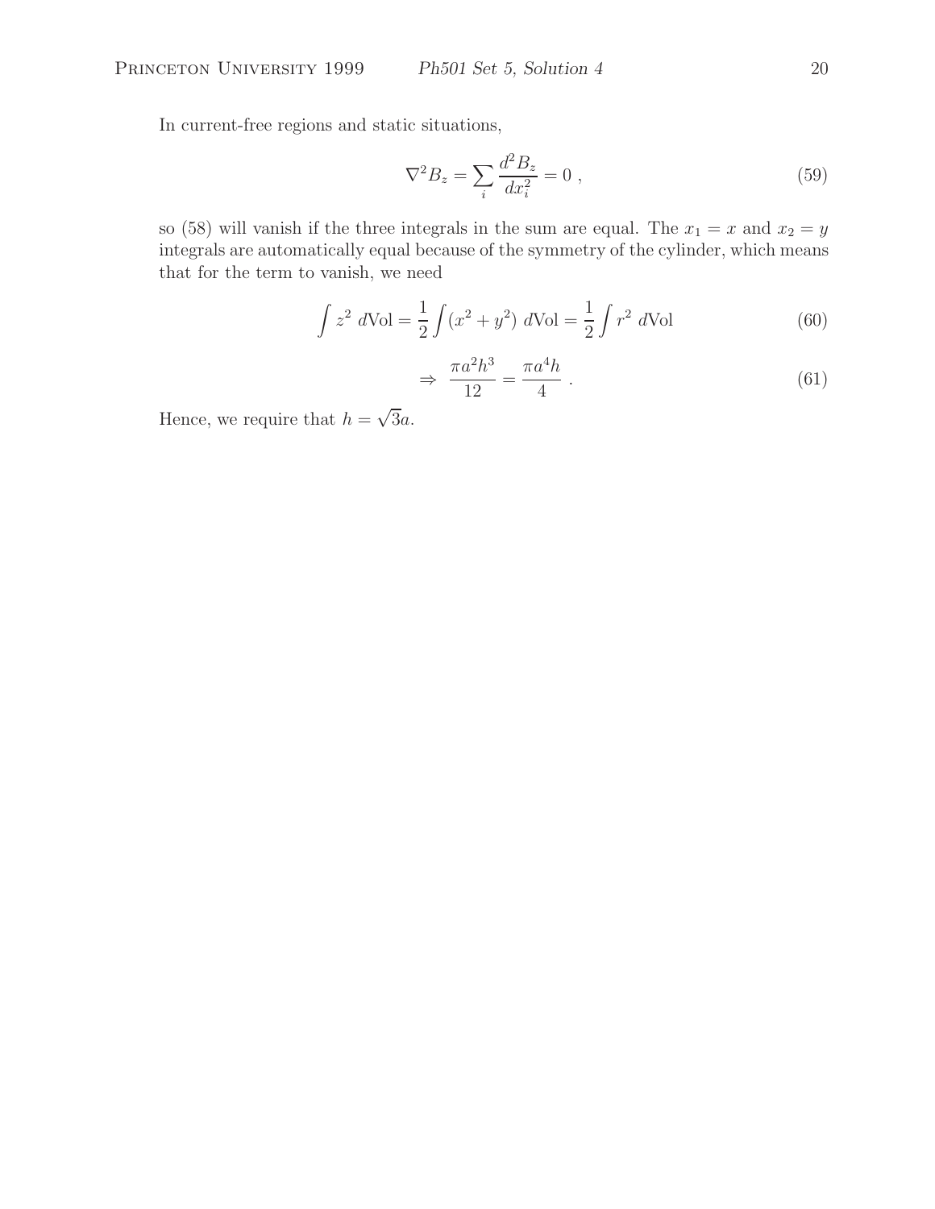In current-free regions and static situations,

$$\nabla^2 B_z = \sum_i \frac{d^2 B_z}{dx_i^2} = 0 \ , \tag{59}$$

so (58) will vanish if the three integrals in the sum are equal. The $x_1 = x$ and $x_2 = y$ integrals are automatically equal because of the symmetry of the cylinder, which means that for the term to vanish, we need

$$\int z^2 \ d\text{Vol} = \frac{1}{2} \int (x^2 + y^2) \ d\text{Vol} = \frac{1}{2} \int r^2 \ d\text{Vol} \tag{60}$$

$$\Rightarrow \ \frac{\pi a^2 h^3}{12} = \frac{\pi a^4 h}{4} \ . \tag{61}$$

Hence, we require that $h = \sqrt{3}a$.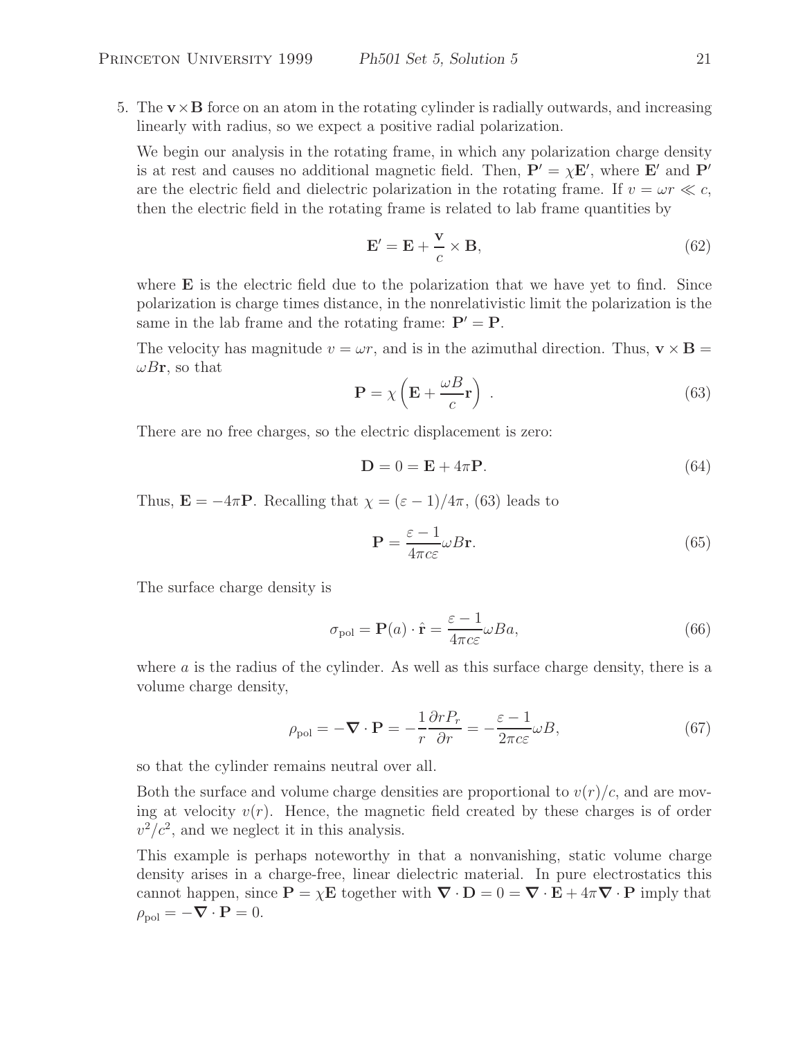5. The $\mathbf{v} \times \mathbf{B}$ force on an atom in the rotating cylinder is radially outwards, and increasing linearly with radius, so we expect a positive radial polarization.

We begin our analysis in the rotating frame, in which any polarization charge density is at rest and causes no additional magnetic field. Then, $\mathbf{P}' = \chi \mathbf{E}'$, where $\mathbf{E}'$ and $\mathbf{P}'$ are the electric field and dielectric polarization in the rotating frame. If $v = \omega r \ll c$, then the electric field in the rotating frame is related to lab frame quantities by

$$\mathbf{E}' = \mathbf{E} + \frac{\mathbf{v}}{c} \times \mathbf{B}, \tag{62}$$

where $\mathbf{E}$ is the electric field due to the polarization that we have yet to find. Since polarization is charge times distance, in the nonrelativistic limit the polarization is the same in the lab frame and the rotating frame: $\mathbf{P}' = \mathbf{P}$.

The velocity has magnitude $v = \omega r$, and is in the azimuthal direction. Thus, $\mathbf{v} \times \mathbf{B} = \omega B \mathbf{r}$, so that

$$\mathbf{P} = \chi \left( \mathbf{E} + \frac{\omega B}{c} \mathbf{r} \right) \ . \tag{63}$$

There are no free charges, so the electric displacement is zero:

$$\mathbf{D} = 0 = \mathbf{E} + 4\pi \mathbf{P}. \tag{64}$$

Thus, $\mathbf{E} = -4\pi \mathbf{P}$. Recalling that $\chi = (\varepsilon - 1)/4\pi$, (63) leads to

$$\mathbf{P} = \frac{\varepsilon - 1}{4\pi c \varepsilon} \omega B \mathbf{r}. \tag{65}$$

The surface charge density is

$$\sigma_{\text{pol}} = \mathbf{P}(a) \cdot \hat{\mathbf{r}} = \frac{\varepsilon - 1}{4\pi c \varepsilon} \omega B a, \tag{66}$$

where $a$ is the radius of the cylinder. As well as this surface charge density, there is a volume charge density,

$$\rho_{\text{pol}} = -\boldsymbol{\nabla} \cdot \mathbf{P} = -\frac{1}{r} \frac{\partial r P_r}{\partial r} = -\frac{\varepsilon - 1}{2\pi c \varepsilon} \omega B, \tag{67}$$

so that the cylinder remains neutral over all.

Both the surface and volume charge densities are proportional to $v(r)/c$, and are moving at velocity $v(r)$. Hence, the magnetic field created by these charges is of order $v^2/c^2$, and we neglect it in this analysis.

This example is perhaps noteworthy in that a nonvanishing, static volume charge density arises in a charge-free, linear dielectric material. In pure electrostatics this cannot happen, since $\mathbf{P} = \chi \mathbf{E}$ together with $\boldsymbol{\nabla} \cdot \mathbf{D} = 0 = \boldsymbol{\nabla} \cdot \mathbf{E} + 4\pi \boldsymbol{\nabla} \cdot \mathbf{P}$ imply that $\rho_{\text{pol}} = -\boldsymbol{\nabla} \cdot \mathbf{P} = 0$.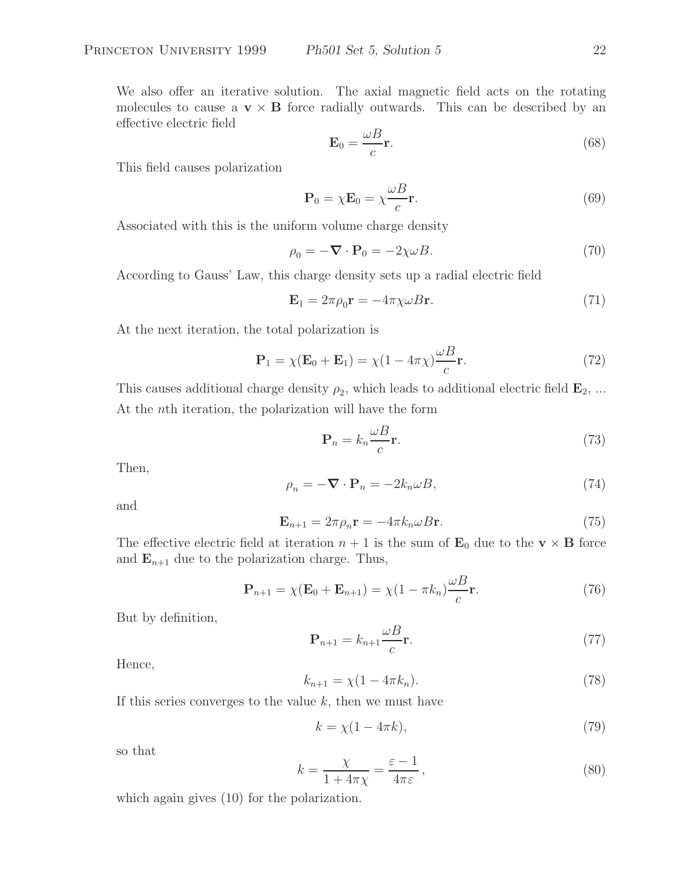We also offer an iterative solution. The axial magnetic field acts on the rotating molecules to cause a $\mathbf{v} \times \mathbf{B}$ force radially outwards. This can be described by an effective electric field

$$\mathbf{E}_0 = \frac{\omega B}{c}\mathbf{r}. \tag{68}$$

This field causes polarization

$$\mathbf{P}_0 = \chi \mathbf{E}_0 = \chi \frac{\omega B}{c}\mathbf{r}. \tag{69}$$

Associated with this is the uniform volume charge density

$$\rho_0 = -\boldsymbol{\nabla} \cdot \mathbf{P}_0 = -2\chi\omega B. \tag{70}$$

According to Gauss' Law, this charge density sets up a radial electric field

$$\mathbf{E}_1 = 2\pi\rho_0\mathbf{r} = -4\pi\chi\omega B\mathbf{r}. \tag{71}$$

At the next iteration, the total polarization is

$$\mathbf{P}_1 = \chi(\mathbf{E}_0 + \mathbf{E}_1) = \chi(1 - 4\pi\chi)\frac{\omega B}{c}\mathbf{r}. \tag{72}$$

This causes additional charge density $\rho_2$, which leads to additional electric field $\mathbf{E}_2$, ... At the $n$th iteration, the polarization will have the form

$$\mathbf{P}_n = k_n \frac{\omega B}{c}\mathbf{r}. \tag{73}$$

Then,

$$\rho_n = -\boldsymbol{\nabla} \cdot \mathbf{P}_n = -2k_n\omega B, \tag{74}$$

and

$$\mathbf{E}_{n+1} = 2\pi\rho_n\mathbf{r} = -4\pi k_n\omega B\mathbf{r}. \tag{75}$$

The effective electric field at iteration $n+1$ is the sum of $\mathbf{E}_0$ due to the $\mathbf{v} \times \mathbf{B}$ force and $\mathbf{E}_{n+1}$ due to the polarization charge. Thus,

$$\mathbf{P}_{n+1} = \chi(\mathbf{E}_0 + \mathbf{E}_{n+1}) = \chi(1 - \pi k_n)\frac{\omega B}{c}\mathbf{r}. \tag{76}$$

But by definition,

$$\mathbf{P}_{n+1} = k_{n+1}\frac{\omega B}{c}\mathbf{r}. \tag{77}$$

Hence,

$$k_{n+1} = \chi(1 - 4\pi k_n). \tag{78}$$

If this series converges to the value $k$, then we must have

$$k = \chi(1 - 4\pi k), \tag{79}$$

so that

$$k = \frac{\chi}{1 + 4\pi\chi} = \frac{\varepsilon - 1}{4\pi\varepsilon}, \tag{80}$$

which again gives (10) for the polarization.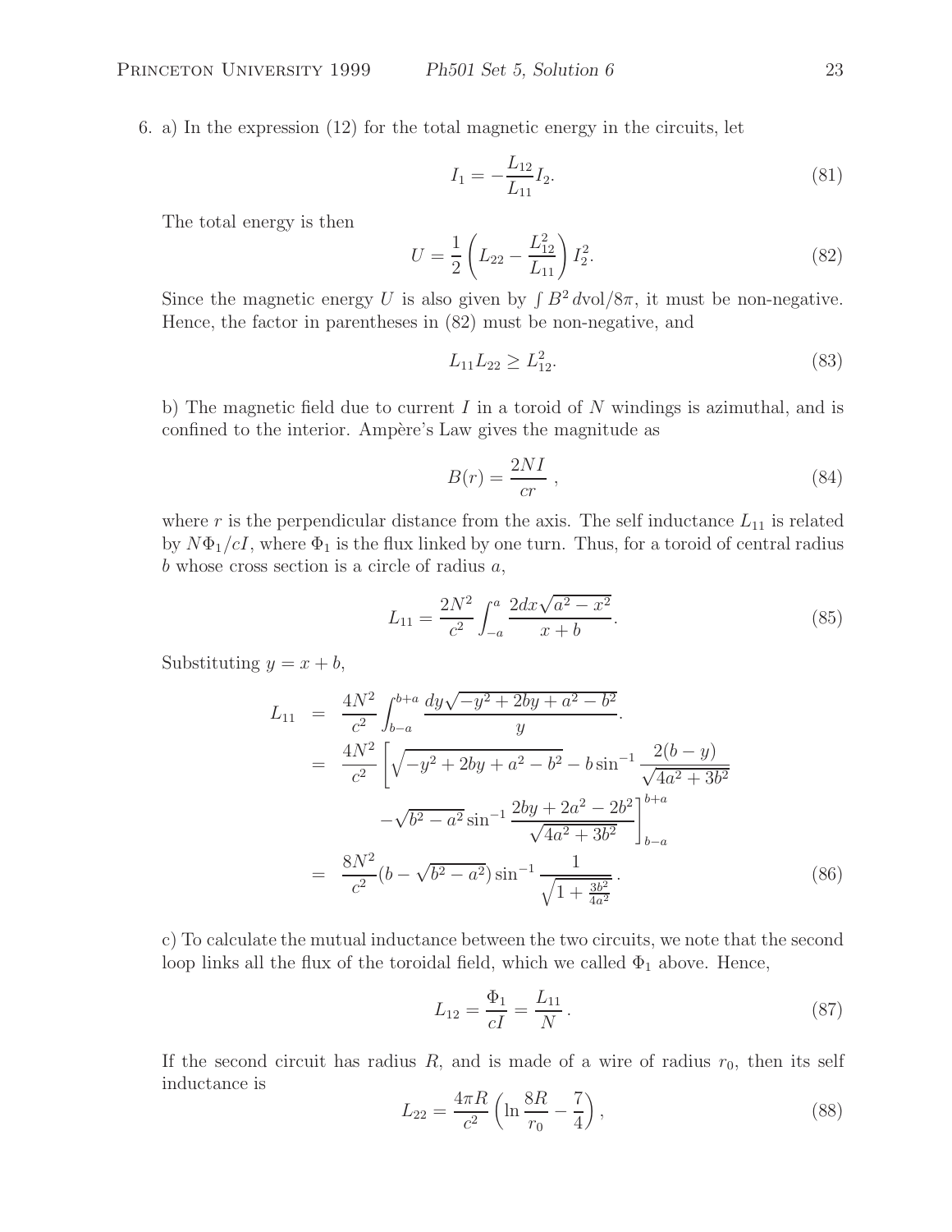6. a) In the expression (12) for the total magnetic energy in the circuits, let

$$I_1 = -\frac{L_{12}}{L_{11}} I_2. \tag{81}$$

The total energy is then

$$U = \frac{1}{2}\left(L_{22} - \frac{L_{12}^2}{L_{11}}\right) I_2^2. \tag{82}$$

Since the magnetic energy $U$ is also given by $\int B^2\, d\text{vol}/8\pi$, it must be non-negative. Hence, the factor in parentheses in (82) must be non-negative, and

$$L_{11}L_{22} \geq L_{12}^2. \tag{83}$$

b) The magnetic field due to current $I$ in a toroid of $N$ windings is azimuthal, and is confined to the interior. Ampère's Law gives the magnitude as

$$B(r) = \frac{2NI}{cr}\ , \tag{84}$$

where $r$ is the perpendicular distance from the axis. The self inductance $L_{11}$ is related by $N\Phi_1/cI$, where $\Phi_1$ is the flux linked by one turn. Thus, for a toroid of central radius $b$ whose cross section is a circle of radius $a$,

$$L_{11} = \frac{2N^2}{c^2}\int_{-a}^{a} \frac{2dx\sqrt{a^2 - x^2}}{x + b}. \tag{85}$$

Substituting $y = x + b$,

$$\begin{aligned}
L_{11} &= \frac{4N^2}{c^2}\int_{b-a}^{b+a} \frac{dy\sqrt{-y^2 + 2by + a^2 - b^2}}{y}. \\
&= \frac{4N^2}{c^2}\left[\sqrt{-y^2 + 2by + a^2 - b^2} - b\sin^{-1}\frac{2(b-y)}{\sqrt{4a^2 + 3b^2}}\right. \\
&\qquad \left. -\sqrt{b^2 - a^2}\sin^{-1}\frac{2by + 2a^2 - 2b^2}{\sqrt{4a^2 + 3b^2}}\right]_{b-a}^{b+a} \\
&= \frac{8N^2}{c^2}(b - \sqrt{b^2 - a^2})\sin^{-1}\frac{1}{\sqrt{1 + \frac{3b^2}{4a^2}}}\,.
\end{aligned} \tag{86}$$

c) To calculate the mutual inductance between the two circuits, we note that the second loop links all the flux of the toroidal field, which we called $\Phi_1$ above. Hence,

$$L_{12} = \frac{\Phi_1}{cI} = \frac{L_{11}}{N}\,. \tag{87}$$

If the second circuit has radius $R$, and is made of a wire of radius $r_0$, then its self inductance is

$$L_{22} = \frac{4\pi R}{c^2}\left(\ln\frac{8R}{r_0} - \frac{7}{4}\right), \tag{88}$$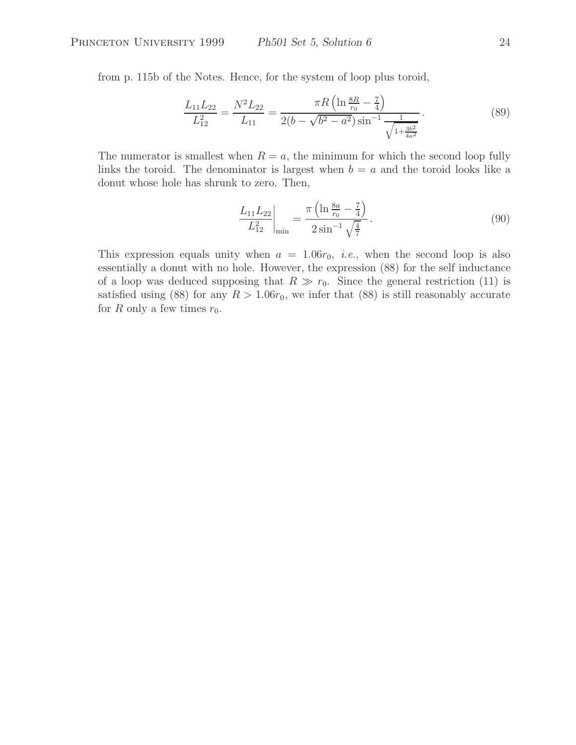from p. 115b of the Notes. Hence, for the system of loop plus toroid,

$$\frac{L_{11}L_{22}}{L_{12}^2} = \frac{N^2 L_{22}}{L_{11}} = \frac{\pi R \left(\ln \frac{8R}{r_0} - \frac{7}{4}\right)}{2(b - \sqrt{b^2 - a^2}) \sin^{-1} \frac{1}{\sqrt{1 + \frac{3b^2}{4a^2}}}}. \tag{89}$$

The numerator is smallest when $R = a$, the minimum for which the second loop fully links the toroid. The denominator is largest when $b = a$ and the toroid looks like a donut whose hole has shrunk to zero. Then,

$$\left.\frac{L_{11}L_{22}}{L_{12}^2}\right|_{\min} = \frac{\pi \left(\ln \frac{8a}{r_0} - \frac{7}{4}\right)}{2 \sin^{-1} \sqrt{\frac{4}{7}}}. \tag{90}$$

This expression equals unity when $a = 1.06 r_0$, *i.e.*, when the second loop is also essentially a donut with no hole. However, the expression (88) for the self inductance of a loop was deduced supposing that $R \gg r_0$. Since the general restriction (11) is satisfied using (88) for any $R > 1.06 r_0$, we infer that (88) is still reasonably accurate for $R$ only a few times $r_0$.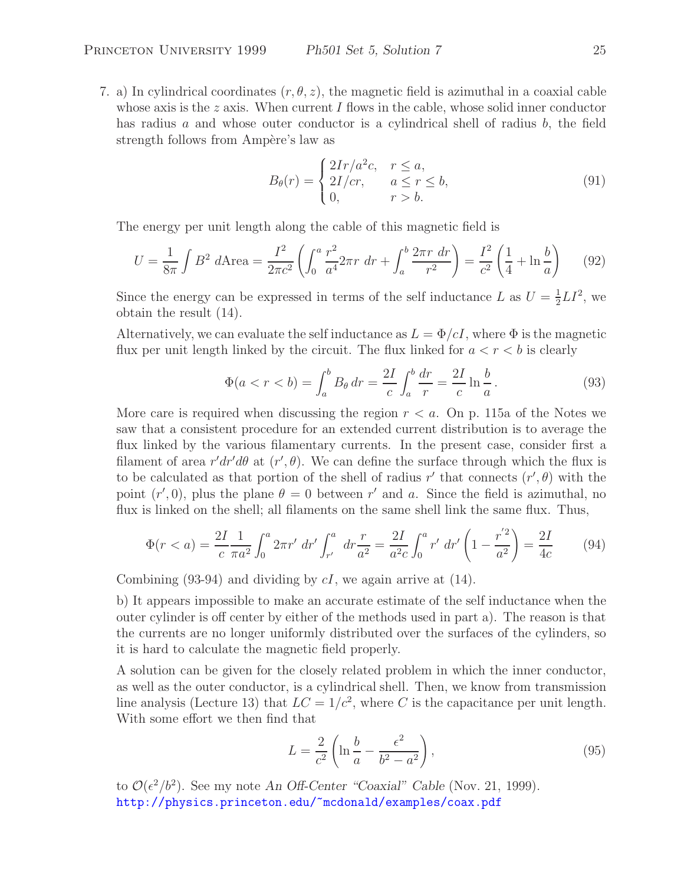7. a) In cylindrical coordinates $(r, \theta, z)$, the magnetic field is azimuthal in a coaxial cable whose axis is the $z$ axis. When current $I$ flows in the cable, whose solid inner conductor has radius $a$ and whose outer conductor is a cylindrical shell of radius $b$, the field strength follows from Ampère's law as

$$B_\theta(r) = \begin{cases} 2Ir/a^2c, & r \le a, \\ 2I/cr, & a \le r \le b, \\ 0, & r > b. \end{cases} \tag{91}$$

The energy per unit length along the cable of this magnetic field is

$$U = \frac{1}{8\pi}\int B^2 \, d\text{Area} = \frac{I^2}{2\pi c^2}\left(\int_0^a \frac{r^2}{a^4} 2\pi r \, dr + \int_a^b \frac{2\pi r \, dr}{r^2}\right) = \frac{I^2}{c^2}\left(\frac{1}{4} + \ln\frac{b}{a}\right) \tag{92}$$

Since the energy can be expressed in terms of the self inductance $L$ as $U = \frac{1}{2}LI^2$, we obtain the result (14).

Alternatively, we can evaluate the self inductance as $L = \Phi/cI$, where $\Phi$ is the magnetic flux per unit length linked by the circuit. The flux linked for $a < r < b$ is clearly

$$\Phi(a < r < b) = \int_a^b B_\theta \, dr = \frac{2I}{c}\int_a^b \frac{dr}{r} = \frac{2I}{c}\ln\frac{b}{a}. \tag{93}$$

More care is required when discussing the region $r < a$. On p. 115a of the Notes we saw that a consistent procedure for an extended current distribution is to average the flux linked by the various filamentary currents. In the present case, consider first a filament of area $r'dr'd\theta$ at $(r', \theta)$. We can define the surface through which the flux is to be calculated as that portion of the shell of radius $r'$ that connects $(r', \theta)$ with the point $(r', 0)$, plus the plane $\theta = 0$ between $r'$ and $a$. Since the field is azimuthal, no flux is linked on the shell; all filaments on the same shell link the same flux. Thus,

$$\Phi(r < a) = \frac{2I}{c}\frac{1}{\pi a^2}\int_0^a 2\pi r' \, dr' \int_{r'}^a \, dr \frac{r}{a^2} = \frac{2I}{a^2 c}\int_0^a r' \, dr'\left(1 - \frac{r'^2}{a^2}\right) = \frac{2I}{4c} \tag{94}$$

Combining (93-94) and dividing by $cI$, we again arrive at (14).

b) It appears impossible to make an accurate estimate of the self inductance when the outer cylinder is off center by either of the methods used in part a). The reason is that the currents are no longer uniformly distributed over the surfaces of the cylinders, so it is hard to calculate the magnetic field properly.

A solution can be given for the closely related problem in which the inner conductor, as well as the outer conductor, is a cylindrical shell. Then, we know from transmission line analysis (Lecture 13) that $LC = 1/c^2$, where $C$ is the capacitance per unit length. With some effort we then find that

$$L = \frac{2}{c^2}\left(\ln\frac{b}{a} - \frac{\epsilon^2}{b^2 - a^2}\right), \tag{95}$$

to $\mathcal{O}(\epsilon^2/b^2)$. See my note *An Off-Center "Coaxial" Cable* (Nov. 21, 1999).
http://physics.princeton.edu/~mcdonald/examples/coax.pdf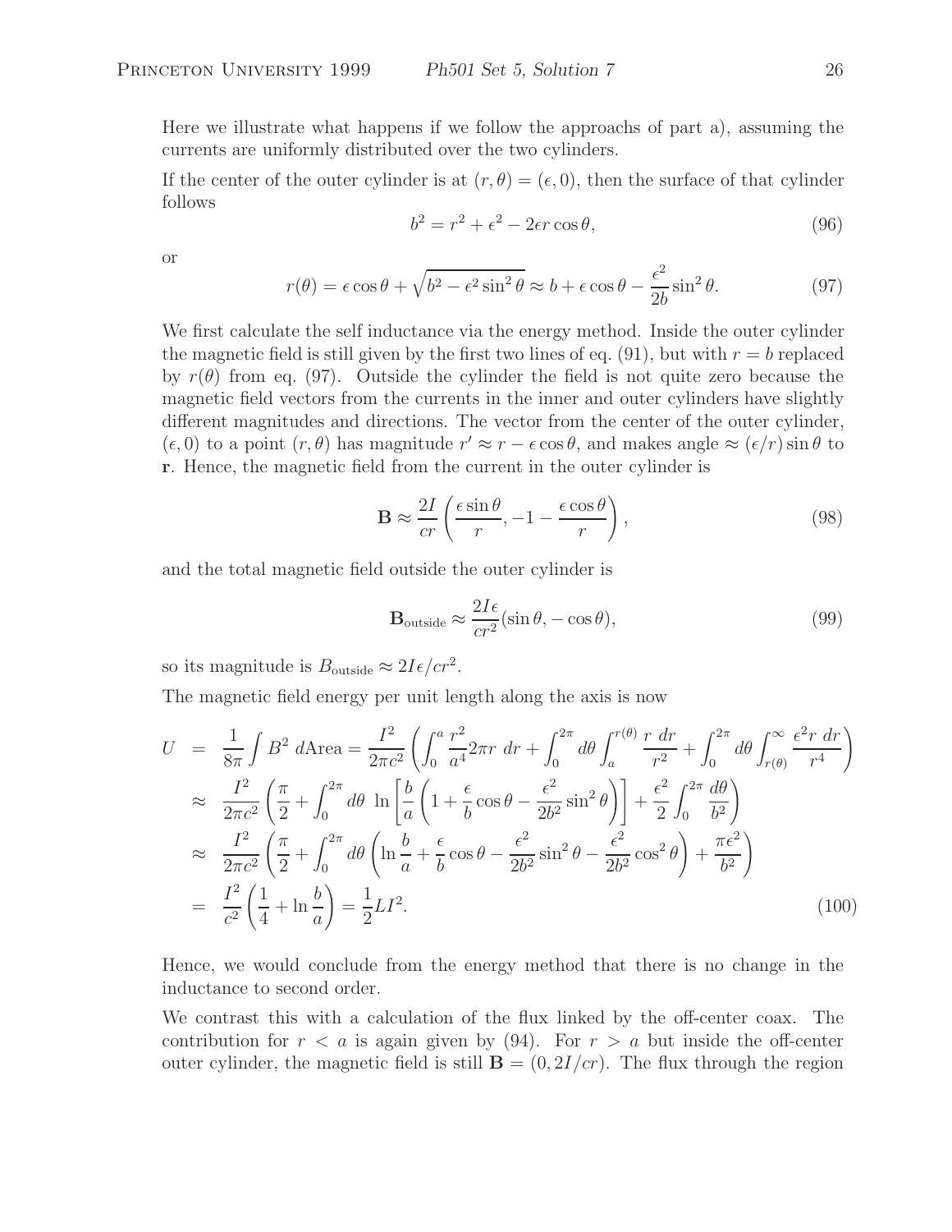Here we illustrate what happens if we follow the approachs of part a), assuming the currents are uniformly distributed over the two cylinders.

If the center of the outer cylinder is at $(r, \theta) = (\epsilon, 0)$, then the surface of that cylinder follows

$$b^2 = r^2 + \epsilon^2 - 2\epsilon r \cos\theta, \tag{96}$$

or

$$r(\theta) = \epsilon \cos\theta + \sqrt{b^2 - \epsilon^2 \sin^2\theta} \approx b + \epsilon \cos\theta - \frac{\epsilon^2}{2b}\sin^2\theta. \tag{97}$$

We first calculate the self inductance via the energy method. Inside the outer cylinder the magnetic field is still given by the first two lines of eq. (91), but with $r = b$ replaced by $r(\theta)$ from eq. (97). Outside the cylinder the field is not quite zero because the magnetic field vectors from the currents in the inner and outer cylinders have slightly different magnitudes and directions. The vector from the center of the outer cylinder, $(\epsilon, 0)$ to a point $(r, \theta)$ has magnitude $r' \approx r - \epsilon \cos\theta$, and makes angle $\approx (\epsilon/r)\sin\theta$ to $\mathbf{r}$. Hence, the magnetic field from the current in the outer cylinder is

$$\mathbf{B} \approx \frac{2I}{cr}\left(\frac{\epsilon \sin\theta}{r}, -1 - \frac{\epsilon\cos\theta}{r}\right), \tag{98}$$

and the total magnetic field outside the outer cylinder is

$$\mathbf{B}_{\text{outside}} \approx \frac{2I\epsilon}{cr^2}(\sin\theta, -\cos\theta), \tag{99}$$

so its magnitude is $B_{\text{outside}} \approx 2I\epsilon/cr^2$.

The magnetic field energy per unit length along the axis is now

$$\begin{aligned}
U &= \frac{1}{8\pi}\int B^2 \, d\text{Area} = \frac{I^2}{2\pi c^2}\left(\int_0^a \frac{r^2}{a^4} 2\pi r \, dr + \int_0^{2\pi} d\theta \int_a^{r(\theta)} \frac{r \, dr}{r^2} + \int_0^{2\pi} d\theta \int_{r(\theta)}^{\infty} \frac{\epsilon^2 r \, dr}{r^4}\right) \\
&\approx \frac{I^2}{2\pi c^2}\left(\frac{\pi}{2} + \int_0^{2\pi} d\theta \, \ln\left[\frac{b}{a}\left(1 + \frac{\epsilon}{b}\cos\theta - \frac{\epsilon^2}{2b^2}\sin^2\theta\right)\right] + \frac{\epsilon^2}{2}\int_0^{2\pi}\frac{d\theta}{b^2}\right) \\
&\approx \frac{I^2}{2\pi c^2}\left(\frac{\pi}{2} + \int_0^{2\pi} d\theta \left(\ln\frac{b}{a} + \frac{\epsilon}{b}\cos\theta - \frac{\epsilon^2}{2b^2}\sin^2\theta - \frac{\epsilon^2}{2b^2}\cos^2\theta\right) + \frac{\pi\epsilon^2}{b^2}\right) \\
&= \frac{I^2}{c^2}\left(\frac{1}{4} + \ln\frac{b}{a}\right) = \frac{1}{2}LI^2.
\end{aligned} \tag{100}$$

Hence, we would conclude from the energy method that there is no change in the inductance to second order.

We contrast this with a calculation of the flux linked by the off-center coax. The contribution for $r < a$ is again given by (94). For $r > a$ but inside the off-center outer cylinder, the magnetic field is still $\mathbf{B} = (0, 2I/cr)$. The flux through the region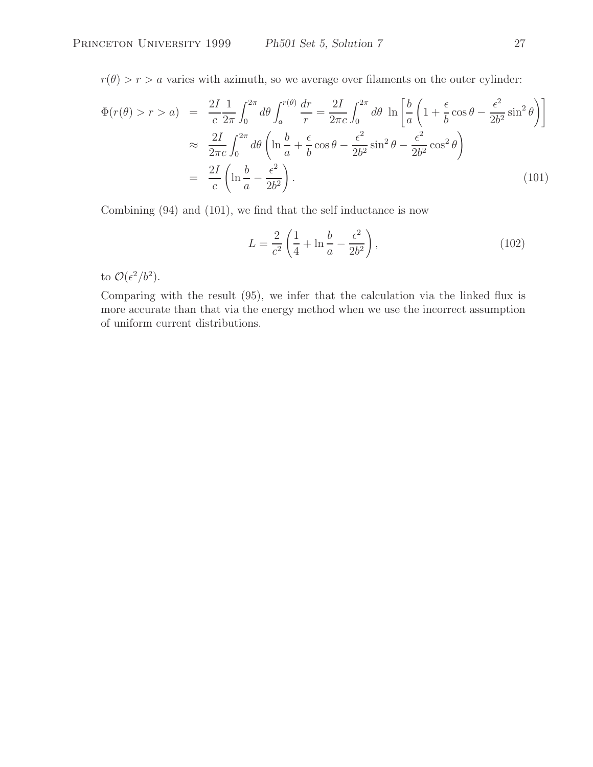$r(\theta) > r > a$ varies with azimuth, so we average over filaments on the outer cylinder:

$$
\begin{aligned}
\Phi(r(\theta) > r > a) &= \frac{2I}{c}\frac{1}{2\pi}\int_0^{2\pi} d\theta \int_a^{r(\theta)} \frac{dr}{r} = \frac{2I}{2\pi c}\int_0^{2\pi} d\theta \, \ln\left[\frac{b}{a}\left(1 + \frac{\epsilon}{b}\cos\theta - \frac{\epsilon^2}{2b^2}\sin^2\theta\right)\right] \\
&\approx \frac{2I}{2\pi c}\int_0^{2\pi} d\theta \left(\ln\frac{b}{a} + \frac{\epsilon}{b}\cos\theta - \frac{\epsilon^2}{2b^2}\sin^2\theta - \frac{\epsilon^2}{2b^2}\cos^2\theta\right) \\
&= \frac{2I}{c}\left(\ln\frac{b}{a} - \frac{\epsilon^2}{2b^2}\right). \qquad (101)
\end{aligned}
$$

Combining (94) and (101), we find that the self inductance is now

$$
L = \frac{2}{c^2}\left(\frac{1}{4} + \ln\frac{b}{a} - \frac{\epsilon^2}{2b^2}\right), \qquad (102)
$$

to $\mathcal{O}(\epsilon^2/b^2)$.

Comparing with the result (95), we infer that the calculation via the linked flux is more accurate than that via the energy method when we use the incorrect assumption of uniform current distributions.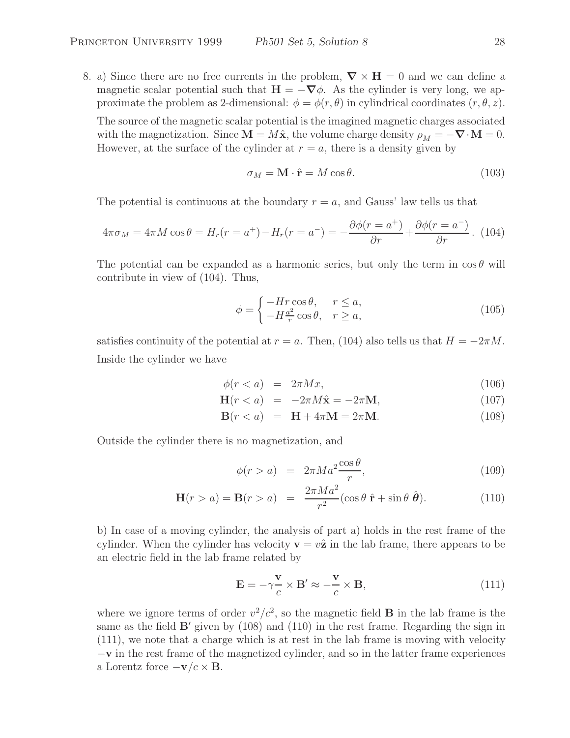8. a) Since there are no free currents in the problem, $\nabla \times \mathbf{H} = 0$ and we can define a magnetic scalar potential such that $\mathbf{H} = -\nabla\phi$. As the cylinder is very long, we approximate the problem as 2-dimensional: $\phi = \phi(r, \theta)$ in cylindrical coordinates $(r, \theta, z)$.

The source of the magnetic scalar potential is the imagined magnetic charges associated with the magnetization. Since $\mathbf{M} = M\hat{\mathbf{x}}$, the volume charge density $\rho_M = -\nabla \cdot \mathbf{M} = 0$. However, at the surface of the cylinder at $r = a$, there is a density given by

$$\sigma_M = \mathbf{M} \cdot \hat{\mathbf{r}} = M \cos\theta. \tag{103}$$

The potential is continuous at the boundary $r = a$, and Gauss' law tells us that

$$4\pi\sigma_M = 4\pi M \cos\theta = H_r(r = a^+) - H_r(r = a^-) = -\frac{\partial\phi(r = a^+)}{\partial r} + \frac{\partial\phi(r = a^-)}{\partial r}. \tag{104}$$

The potential can be expanded as a harmonic series, but only the term in $\cos\theta$ will contribute in view of (104). Thus,

$$\phi = \begin{cases} -Hr\cos\theta, & r \leq a, \\ -H\frac{a^2}{r}\cos\theta, & r \geq a, \end{cases} \tag{105}$$

satisfies continuity of the potential at $r = a$. Then, (104) also tells us that $H = -2\pi M$. Inside the cylinder we have

$$\phi(r < a) = 2\pi M x, \tag{106}$$

$$\mathbf{H}(r < a) = -2\pi M\hat{\mathbf{x}} = -2\pi\mathbf{M}, \tag{107}$$

$$\mathbf{B}(r < a) = \mathbf{H} + 4\pi\mathbf{M} = 2\pi\mathbf{M}. \tag{108}$$

Outside the cylinder there is no magnetization, and

$$\phi(r > a) = 2\pi M a^2 \frac{\cos\theta}{r}, \tag{109}$$

$$\mathbf{H}(r > a) = \mathbf{B}(r > a) = \frac{2\pi M a^2}{r^2}(\cos\theta\ \hat{\mathbf{r}} + \sin\theta\ \hat{\boldsymbol{\theta}}). \tag{110}$$

b) In case of a moving cylinder, the analysis of part a) holds in the rest frame of the cylinder. When the cylinder has velocity $\mathbf{v} = v\hat{\mathbf{z}}$ in the lab frame, there appears to be an electric field in the lab frame related by

$$\mathbf{E} = -\gamma\frac{\mathbf{v}}{c} \times \mathbf{B}' \approx -\frac{\mathbf{v}}{c} \times \mathbf{B}, \tag{111}$$

where we ignore terms of order $v^2/c^2$, so the magnetic field $\mathbf{B}$ in the lab frame is the same as the field $\mathbf{B}'$ given by (108) and (110) in the rest frame. Regarding the sign in (111), we note that a charge which is at rest in the lab frame is moving with velocity $-\mathbf{v}$ in the rest frame of the magnetized cylinder, and so in the latter frame experiences a Lorentz force $-\mathbf{v}/c \times \mathbf{B}$.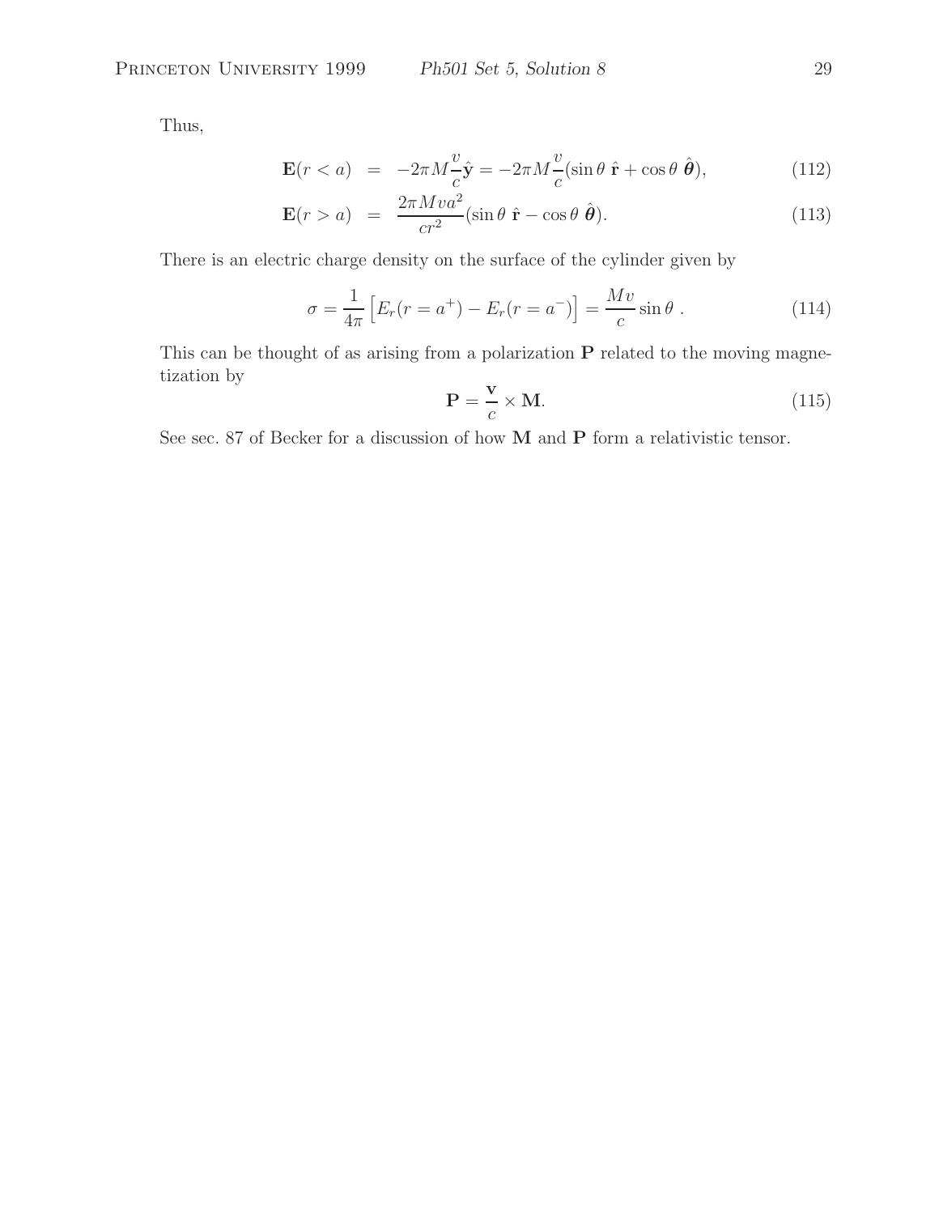Thus,

$$
\begin{aligned}
\mathbf{E}(r < a) &= -2\pi M \frac{v}{c} \hat{\mathbf{y}} = -2\pi M \frac{v}{c} (\sin\theta \, \hat{\mathbf{r}} + \cos\theta \, \hat{\boldsymbol{\theta}}), && (112) \\
\mathbf{E}(r > a) &= \frac{2\pi M v a^2}{c r^2} (\sin\theta \, \hat{\mathbf{r}} - \cos\theta \, \hat{\boldsymbol{\theta}}). && (113)
\end{aligned}
$$

There is an electric charge density on the surface of the cylinder given by

$$
\sigma = \frac{1}{4\pi} \left[ E_r(r = a^+) - E_r(r = a^-) \right] = \frac{Mv}{c} \sin\theta \, . \qquad (114)
$$

This can be thought of as arising from a polarization $\mathbf{P}$ related to the moving magnetization by

$$
\mathbf{P} = \frac{\mathbf{v}}{c} \times \mathbf{M}. \qquad (115)
$$

See sec. 87 of Becker for a discussion of how $\mathbf{M}$ and $\mathbf{P}$ form a relativistic tensor.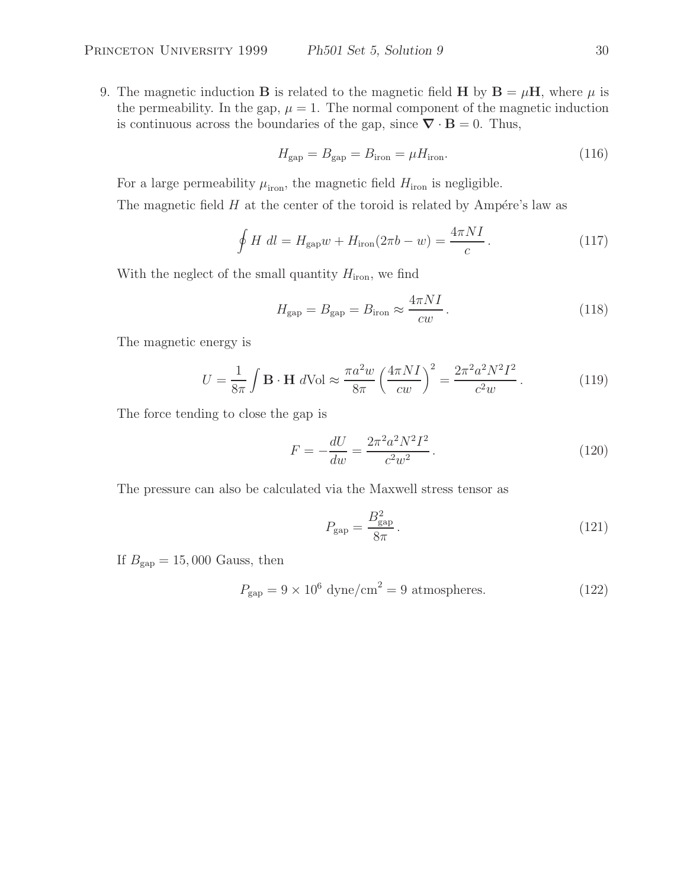9. The magnetic induction $\mathbf{B}$ is related to the magnetic field $\mathbf{H}$ by $\mathbf{B} = \mu\mathbf{H}$, where $\mu$ is the permeability. In the gap, $\mu = 1$. The normal component of the magnetic induction is continuous across the boundaries of the gap, since $\boldsymbol{\nabla} \cdot \mathbf{B} = 0$. Thus,

$$H_{\rm gap} = B_{\rm gap} = B_{\rm iron} = \mu H_{\rm iron}. \tag{116}$$

For a large permeability $\mu_{\rm iron}$, the magnetic field $H_{\rm iron}$ is negligible.

The magnetic field $H$ at the center of the toroid is related by Ampére's law as

$$\oint H\ dl = H_{\rm gap} w + H_{\rm iron}(2\pi b - w) = \frac{4\pi N I}{c}. \tag{117}$$

With the neglect of the small quantity $H_{\rm iron}$, we find

$$H_{\rm gap} = B_{\rm gap} = B_{\rm iron} \approx \frac{4\pi N I}{cw}. \tag{118}$$

The magnetic energy is

$$U = \frac{1}{8\pi}\int \mathbf{B}\cdot\mathbf{H}\ d\text{Vol} \approx \frac{\pi a^2 w}{8\pi}\left(\frac{4\pi N I}{cw}\right)^2 = \frac{2\pi^2 a^2 N^2 I^2}{c^2 w}. \tag{119}$$

The force tending to close the gap is

$$F = -\frac{dU}{dw} = \frac{2\pi^2 a^2 N^2 I^2}{c^2 w^2}. \tag{120}$$

The pressure can also be calculated via the Maxwell stress tensor as

$$P_{\rm gap} = \frac{B_{\rm gap}^2}{8\pi}. \tag{121}$$

If $B_{\rm gap} = 15,000$ Gauss, then

$$P_{\rm gap} = 9 \times 10^6\ \text{dyne/cm}^2 = 9\ \text{atmospheres}. \tag{122}$$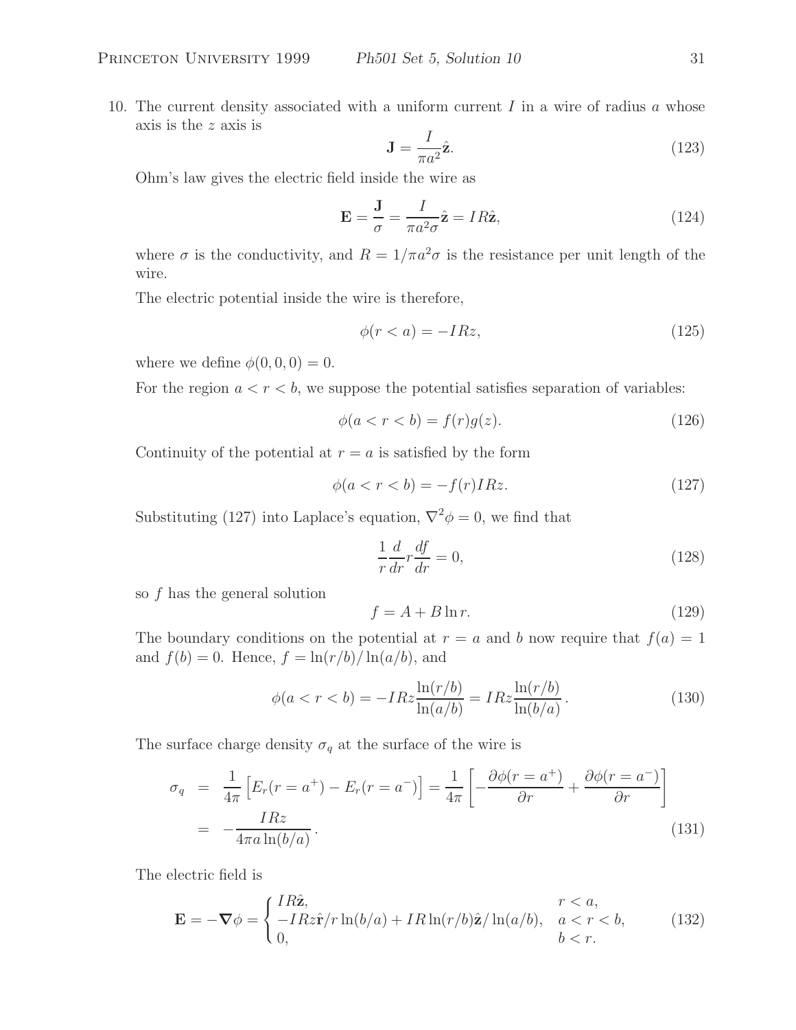10. The current density associated with a uniform current $I$ in a wire of radius $a$ whose axis is the $z$ axis is

$$\mathbf{J} = \frac{I}{\pi a^2}\hat{\mathbf{z}}. \tag{123}$$

Ohm's law gives the electric field inside the wire as

$$\mathbf{E} = \frac{\mathbf{J}}{\sigma} = \frac{I}{\pi a^2 \sigma}\hat{\mathbf{z}} = IR\hat{\mathbf{z}}, \tag{124}$$

where $\sigma$ is the conductivity, and $R = 1/\pi a^2 \sigma$ is the resistance per unit length of the wire.

The electric potential inside the wire is therefore,

$$\phi(r < a) = -IRz, \tag{125}$$

where we define $\phi(0, 0, 0) = 0$.

For the region $a < r < b$, we suppose the potential satisfies separation of variables:

$$\phi(a < r < b) = f(r)g(z). \tag{126}$$

Continuity of the potential at $r = a$ is satisfied by the form

$$\phi(a < r < b) = -f(r)IRz. \tag{127}$$

Substituting (127) into Laplace's equation, $\nabla^2\phi = 0$, we find that

$$\frac{1}{r}\frac{d}{dr}r\frac{df}{dr} = 0, \tag{128}$$

so $f$ has the general solution

$$f = A + B\ln r. \tag{129}$$

The boundary conditions on the potential at $r = a$ and $b$ now require that $f(a) = 1$ and $f(b) = 0$. Hence, $f = \ln(r/b)/\ln(a/b)$, and

$$\phi(a < r < b) = -IRz\frac{\ln(r/b)}{\ln(a/b)} = IRz\frac{\ln(r/b)}{\ln(b/a)}. \tag{130}$$

The surface charge density $\sigma_q$ at the surface of the wire is

$$\begin{aligned}\sigma_q &= \frac{1}{4\pi}\left[E_r(r = a^+) - E_r(r = a^-)\right] = \frac{1}{4\pi}\left[-\frac{\partial\phi(r = a^+)}{\partial r} + \frac{\partial\phi(r = a^-)}{\partial r}\right] \\ &= -\frac{IRz}{4\pi a\ln(b/a)}.\end{aligned} \tag{131}$$

The electric field is

$$\mathbf{E} = -\boldsymbol{\nabla}\phi = \begin{cases} IR\hat{\mathbf{z}}, & r < a, \\ -IRz\hat{\mathbf{r}}/r\ln(b/a) + IR\ln(r/b)\hat{\mathbf{z}}/\ln(a/b), & a < r < b, \\ 0, & b < r. \end{cases} \tag{132}$$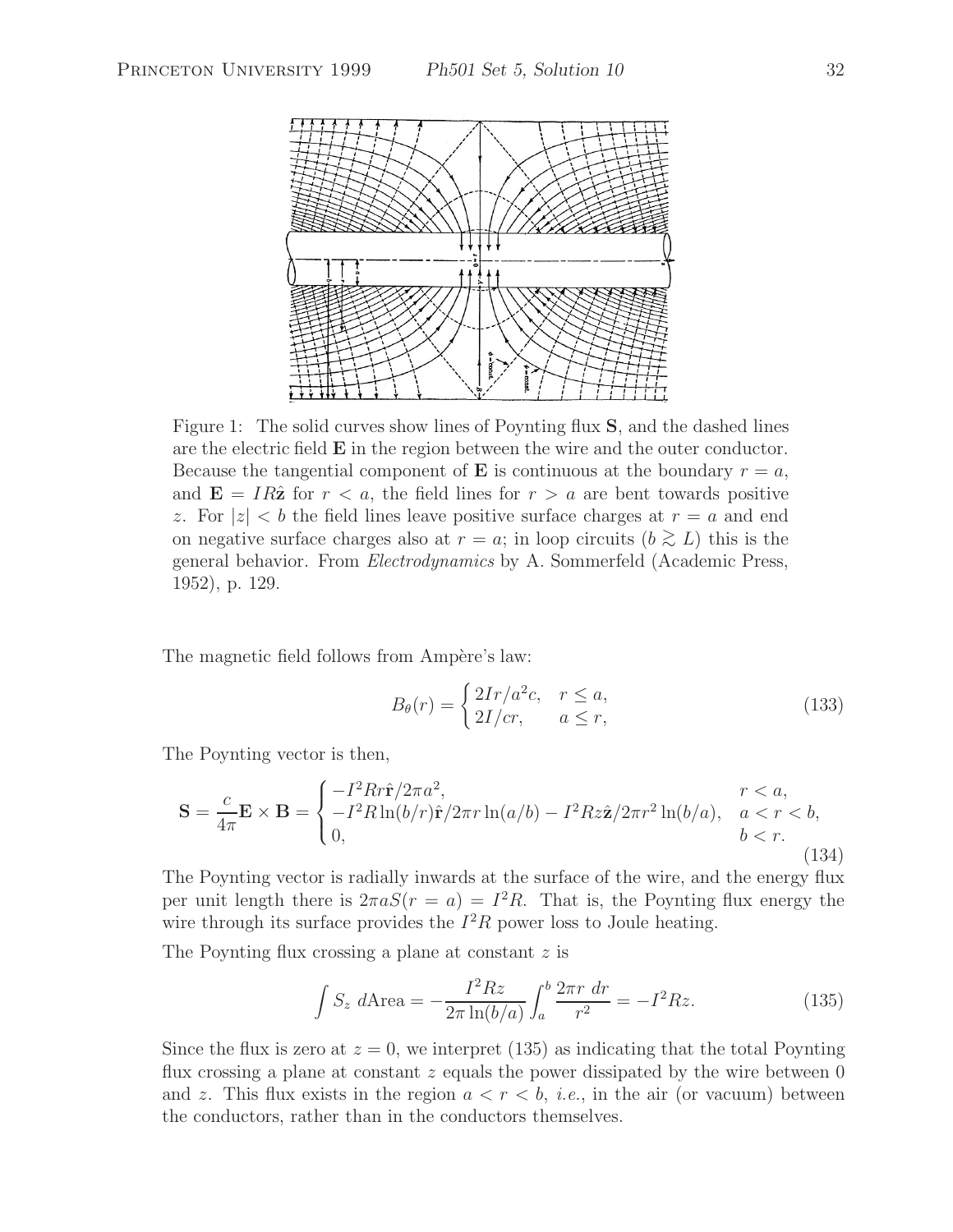Figure 1: The solid curves show lines of Poynting flux $\mathbf{S}$, and the dashed lines are the electric field $\mathbf{E}$ in the region between the wire and the outer conductor. Because the tangential component of $\mathbf{E}$ is continuous at the boundary $r = a$, and $\mathbf{E} = IR\hat{\mathbf{z}}$ for $r < a$, the field lines for $r > a$ are bent towards positive $z$. For $|z| < b$ the field lines leave positive surface charges at $r = a$ and end on negative surface charges also at $r = a$; in loop circuits ($b \gtrsim L$) this is the general behavior. From *Electrodynamics* by A. Sommerfeld (Academic Press, 1952), p. 129.

The magnetic field follows from Ampère's law:

$$B_\theta(r) = \begin{cases} 2Ir/a^2c, & r \le a, \\ 2I/cr, & a \le r, \end{cases} \tag{133}$$

The Poynting vector is then,

$$\mathbf{S} = \frac{c}{4\pi}\mathbf{E} \times \mathbf{B} = \begin{cases} -I^2Rr\hat{\mathbf{r}}/2\pi a^2, & r < a, \\ -I^2R\ln(b/r)\hat{\mathbf{r}}/2\pi r\ln(a/b) - I^2Rz\hat{\mathbf{z}}/2\pi r^2\ln(b/a), & a < r < b, \\ 0, & b < r. \end{cases} \tag{134}$$

The Poynting vector is radially inwards at the surface of the wire, and the energy flux per unit length there is $2\pi a S(r = a) = I^2R$. That is, the Poynting flux energy the wire through its surface provides the $I^2R$ power loss to Joule heating.

The Poynting flux crossing a plane at constant $z$ is

$$\int S_z \; d\text{Area} = -\frac{I^2Rz}{2\pi\ln(b/a)}\int_a^b \frac{2\pi r\; dr}{r^2} = -I^2Rz. \tag{135}$$

Since the flux is zero at $z = 0$, we interpret (135) as indicating that the total Poynting flux crossing a plane at constant $z$ equals the power dissipated by the wire between 0 and $z$. This flux exists in the region $a < r < b$, *i.e.*, in the air (or vacuum) between the conductors, rather than in the conductors themselves.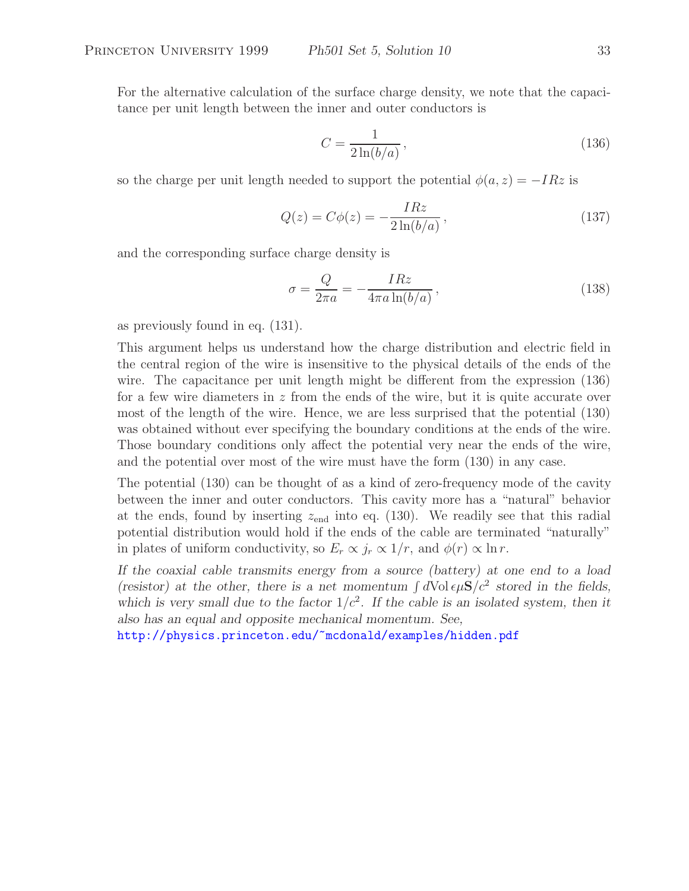For the alternative calculation of the surface charge density, we note that the capacitance per unit length between the inner and outer conductors is

$$C = \frac{1}{2\ln(b/a)}, \tag{136}$$

so the charge per unit length needed to support the potential $\phi(a, z) = -IRz$ is

$$Q(z) = C\phi(z) = -\frac{IRz}{2\ln(b/a)}, \tag{137}$$

and the corresponding surface charge density is

$$\sigma = \frac{Q}{2\pi a} = -\frac{IRz}{4\pi a \ln(b/a)}, \tag{138}$$

as previously found in eq. (131).

This argument helps us understand how the charge distribution and electric field in the central region of the wire is insensitive to the physical details of the ends of the wire. The capacitance per unit length might be different from the expression (136) for a few wire diameters in $z$ from the ends of the wire, but it is quite accurate over most of the length of the wire. Hence, we are less surprised that the potential (130) was obtained without ever specifying the boundary conditions at the ends of the wire. Those boundary conditions only affect the potential very near the ends of the wire, and the potential over most of the wire must have the form (130) in any case.

The potential (130) can be thought of as a kind of zero-frequency mode of the cavity between the inner and outer conductors. This cavity more has a "natural" behavior at the ends, found by inserting $z_{\text{end}}$ into eq. (130). We readily see that this radial potential distribution would hold if the ends of the cable are terminated "naturally" in plates of uniform conductivity, so $E_r \propto j_r \propto 1/r$, and $\phi(r) \propto \ln r$.

*If the coaxial cable transmits energy from a source (battery) at one end to a load (resistor) at the other, there is a net momentum $\int d\text{Vol}\, \epsilon\mu\mathbf{S}/c^2$ stored in the fields, which is very small due to the factor $1/c^2$. If the cable is an isolated system, then it also has an equal and opposite mechanical momentum. See,*
http://physics.princeton.edu/~mcdonald/examples/hidden.pdf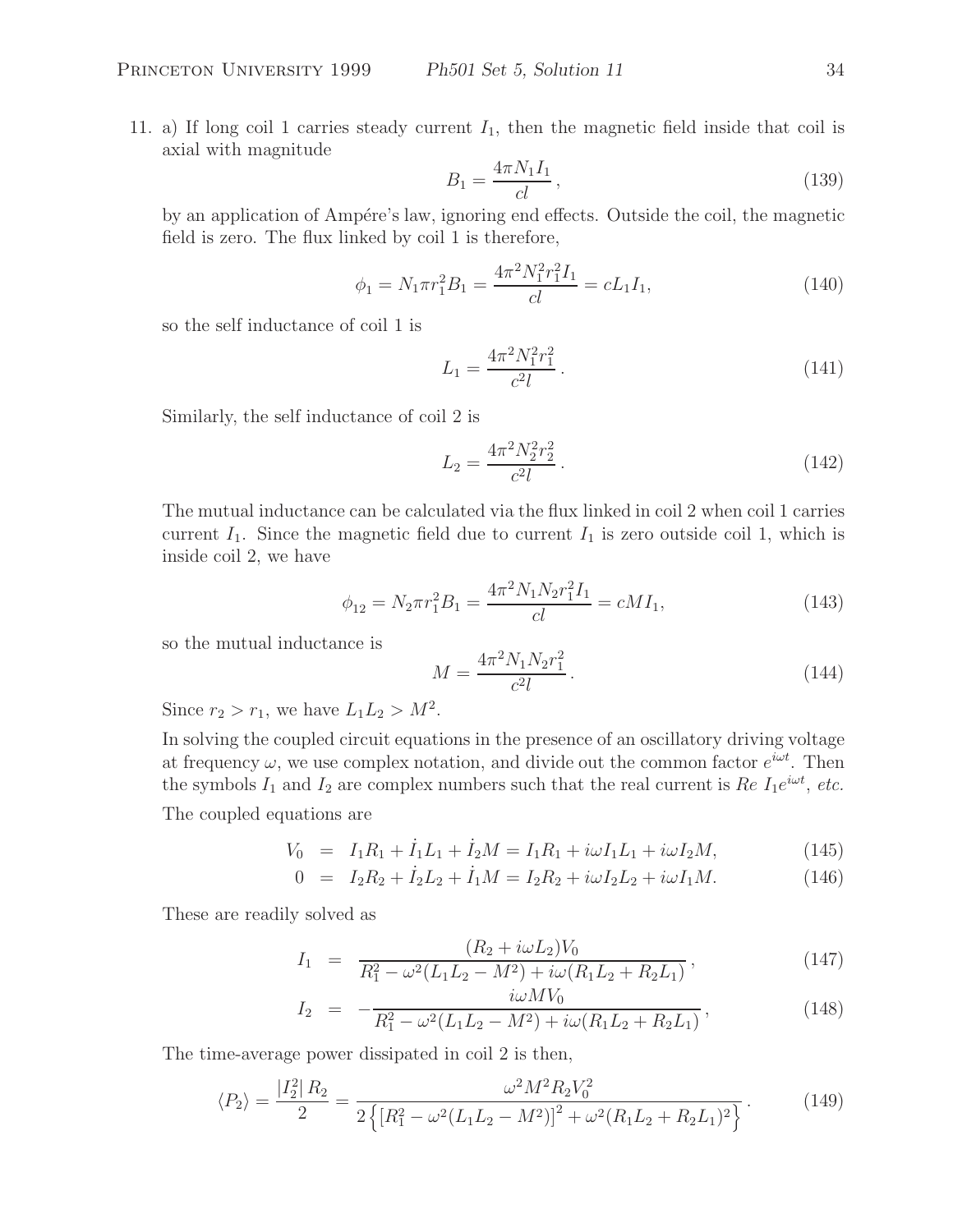11. a) If long coil 1 carries steady current $I_1$, then the magnetic field inside that coil is axial with magnitude

$$B_1 = \frac{4\pi N_1 I_1}{cl}, \tag{139}$$

by an application of Ampére's law, ignoring end effects. Outside the coil, the magnetic field is zero. The flux linked by coil 1 is therefore,

$$\phi_1 = N_1 \pi r_1^2 B_1 = \frac{4\pi^2 N_1^2 r_1^2 I_1}{cl} = cL_1 I_1, \tag{140}$$

so the self inductance of coil 1 is

$$L_1 = \frac{4\pi^2 N_1^2 r_1^2}{c^2 l}. \tag{141}$$

Similarly, the self inductance of coil 2 is

$$L_2 = \frac{4\pi^2 N_2^2 r_2^2}{c^2 l}. \tag{142}$$

The mutual inductance can be calculated via the flux linked in coil 2 when coil 1 carries current $I_1$. Since the magnetic field due to current $I_1$ is zero outside coil 1, which is inside coil 2, we have

$$\phi_{12} = N_2 \pi r_1^2 B_1 = \frac{4\pi^2 N_1 N_2 r_1^2 I_1}{cl} = cMI_1, \tag{143}$$

so the mutual inductance is

$$M = \frac{4\pi^2 N_1 N_2 r_1^2}{c^2 l}. \tag{144}$$

Since $r_2 > r_1$, we have $L_1 L_2 > M^2$.

In solving the coupled circuit equations in the presence of an oscillatory driving voltage at frequency $\omega$, we use complex notation, and divide out the common factor $e^{i\omega t}$. Then the symbols $I_1$ and $I_2$ are complex numbers such that the real current is $Re\ I_1 e^{i\omega t}$, *etc.*

The coupled equations are

$$V_0 = I_1 R_1 + \dot{I}_1 L_1 + \dot{I}_2 M = I_1 R_1 + i\omega I_1 L_1 + i\omega I_2 M, \tag{145}$$

$$0 = I_2 R_2 + \dot{I}_2 L_2 + \dot{I}_1 M = I_2 R_2 + i\omega I_2 L_2 + i\omega I_1 M. \tag{146}$$

These are readily solved as

$$I_1 = \frac{(R_2 + i\omega L_2)V_0}{R_1^2 - \omega^2(L_1 L_2 - M^2) + i\omega(R_1 L_2 + R_2 L_1)}, \tag{147}$$

$$I_2 = -\frac{i\omega M V_0}{R_1^2 - \omega^2(L_1 L_2 - M^2) + i\omega(R_1 L_2 + R_2 L_1)}, \tag{148}$$

The time-average power dissipated in coil 2 is then,

$$\langle P_2 \rangle = \frac{|I_2^2|\, R_2}{2} = \frac{\omega^2 M^2 R_2 V_0^2}{2\left\{\left[R_1^2 - \omega^2(L_1 L_2 - M^2)\right]^2 + \omega^2(R_1 L_2 + R_2 L_1)^2\right\}}. \tag{149}$$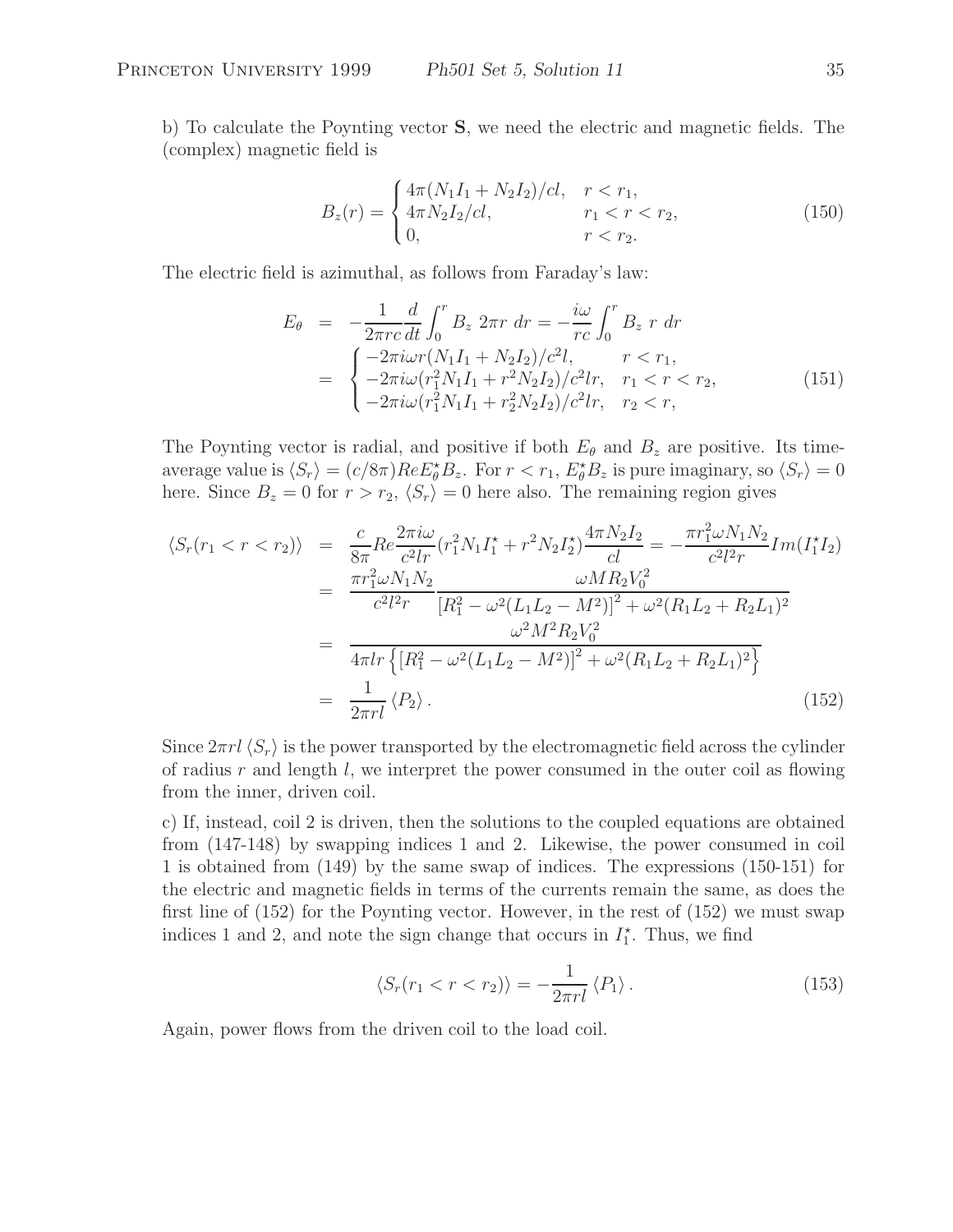b) To calculate the Poynting vector $\mathbf{S}$, we need the electric and magnetic fields. The (complex) magnetic field is

$$B_z(r) = \begin{cases} 4\pi(N_1 I_1 + N_2 I_2)/cl, & r < r_1, \\ 4\pi N_2 I_2/cl, & r_1 < r < r_2, \\ 0, & r < r_2. \end{cases} \tag{150}$$

The electric field is azimuthal, as follows from Faraday's law:

$$\begin{aligned} E_\theta &= -\frac{1}{2\pi rc}\frac{d}{dt}\int_0^r B_z\ 2\pi r\ dr = -\frac{i\omega}{rc}\int_0^r B_z\ r\ dr \\ &= \begin{cases} -2\pi i\omega r(N_1 I_1 + N_2 I_2)/c^2 l, & r < r_1, \\ -2\pi i\omega(r_1^2 N_1 I_1 + r^2 N_2 I_2)/c^2 lr, & r_1 < r < r_2, \\ -2\pi i\omega(r_1^2 N_1 I_1 + r_2^2 N_2 I_2)/c^2 lr, & r_2 < r, \end{cases} \end{aligned} \tag{151}$$

The Poynting vector is radial, and positive if both $E_\theta$ and $B_z$ are positive. Its time-average value is $\langle S_r \rangle = (c/8\pi) Re E_\theta^\star B_z$. For $r < r_1$, $E_\theta^\star B_z$ is pure imaginary, so $\langle S_r \rangle = 0$ here. Since $B_z = 0$ for $r > r_2$, $\langle S_r \rangle = 0$ here also. The remaining region gives

$$\begin{aligned} \langle S_r(r_1 < r < r_2) \rangle &= \frac{c}{8\pi} Re \frac{2\pi i\omega}{c^2 lr}(r_1^2 N_1 I_1^\star + r^2 N_2 I_2^\star)\frac{4\pi N_2 I_2}{cl} = -\frac{\pi r_1^2 \omega N_1 N_2}{c^2 l^2 r} Im(I_1^\star I_2) \\ &= \frac{\pi r_1^2 \omega N_1 N_2}{c^2 l^2 r}\frac{\omega M R_2 V_0^2}{\left[R_1^2 - \omega^2(L_1 L_2 - M^2)\right]^2 + \omega^2(R_1 L_2 + R_2 L_1)^2} \\ &= \frac{\omega^2 M^2 R_2 V_0^2}{4\pi lr\left\{\left[R_1^2 - \omega^2(L_1 L_2 - M^2)\right]^2 + \omega^2(R_1 L_2 + R_2 L_1)^2\right\}} \\ &= \frac{1}{2\pi rl}\langle P_2 \rangle . \end{aligned} \tag{152}$$

Since $2\pi rl \langle S_r \rangle$ is the power transported by the electromagnetic field across the cylinder of radius $r$ and length $l$, we interpret the power consumed in the outer coil as flowing from the inner, driven coil.

c) If, instead, coil 2 is driven, then the solutions to the coupled equations are obtained from (147-148) by swapping indices 1 and 2. Likewise, the power consumed in coil 1 is obtained from (149) by the same swap of indices. The expressions (150-151) for the electric and magnetic fields in terms of the currents remain the same, as does the first line of (152) for the Poynting vector. However, in the rest of (152) we must swap indices 1 and 2, and note the sign change that occurs in $I_1^\star$. Thus, we find

$$\langle S_r(r_1 < r < r_2) \rangle = -\frac{1}{2\pi rl}\langle P_1 \rangle . \tag{153}$$

Again, power flows from the driven coil to the load coil.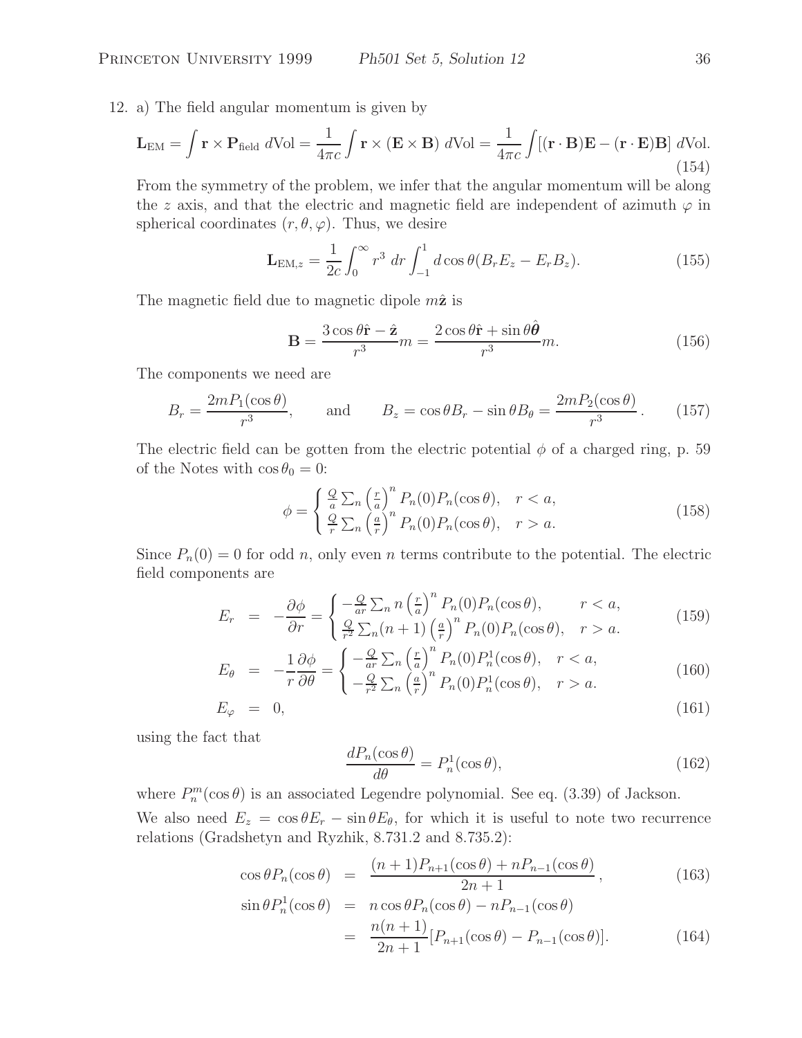12. a) The field angular momentum is given by

$$\mathbf{L}_{\rm EM} = \int \mathbf{r} \times \mathbf{P}_{\rm field}\ d\text{Vol} = \frac{1}{4\pi c}\int \mathbf{r} \times (\mathbf{E} \times \mathbf{B})\ d\text{Vol} = \frac{1}{4\pi c}\int [(\mathbf{r}\cdot\mathbf{B})\mathbf{E} - (\mathbf{r}\cdot\mathbf{E})\mathbf{B}]\ d\text{Vol}. \tag{154}$$

From the symmetry of the problem, we infer that the angular momentum will be along the $z$ axis, and that the electric and magnetic field are independent of azimuth $\varphi$ in spherical coordinates $(r, \theta, \varphi)$. Thus, we desire

$$\mathbf{L}_{{\rm EM},z} = \frac{1}{2c}\int_0^\infty r^3\ dr \int_{-1}^{1} d\cos\theta (B_r E_z - E_r B_z). \tag{155}$$

The magnetic field due to magnetic dipole $m\hat{\mathbf{z}}$ is

$$\mathbf{B} = \frac{3\cos\theta\hat{\mathbf{r}} - \hat{\mathbf{z}}}{r^3}m = \frac{2\cos\theta\hat{\mathbf{r}} + \sin\theta\hat{\boldsymbol{\theta}}}{r^3}m. \tag{156}$$

The components we need are

$$B_r = \frac{2mP_1(\cos\theta)}{r^3}, \qquad \text{and} \qquad B_z = \cos\theta B_r - \sin\theta B_\theta = \frac{2mP_2(\cos\theta)}{r^3}. \tag{157}$$

The electric field can be gotten from the electric potential $\phi$ of a charged ring, p. 59 of the Notes with $\cos\theta_0 = 0$:

$$\phi = \begin{cases} \frac{Q}{a}\sum_n \left(\frac{r}{a}\right)^n P_n(0)P_n(\cos\theta), & r < a, \\ \frac{Q}{r}\sum_n \left(\frac{a}{r}\right)^n P_n(0)P_n(\cos\theta), & r > a. \end{cases} \tag{158}$$

Since $P_n(0) = 0$ for odd $n$, only even $n$ terms contribute to the potential. The electric field components are

$$E_r = -\frac{\partial\phi}{\partial r} = \begin{cases} -\frac{Q}{ar}\sum_n n\left(\frac{r}{a}\right)^n P_n(0)P_n(\cos\theta), & r < a, \\ \frac{Q}{r^2}\sum_n (n+1)\left(\frac{a}{r}\right)^n P_n(0)P_n(\cos\theta), & r > a. \end{cases} \tag{159}$$

$$E_\theta = -\frac{1}{r}\frac{\partial\phi}{\partial\theta} = \begin{cases} -\frac{Q}{ar}\sum_n \left(\frac{r}{a}\right)^n P_n(0)P_n^1(\cos\theta), & r < a, \\ -\frac{Q}{r^2}\sum_n \left(\frac{a}{r}\right)^n P_n(0)P_n^1(\cos\theta), & r > a. \end{cases} \tag{160}$$

$$E_\varphi = 0, \tag{161}$$

using the fact that

$$\frac{dP_n(\cos\theta)}{d\theta} = P_n^1(\cos\theta), \tag{162}$$

where $P_n^m(\cos\theta)$ is an associated Legendre polynomial. See eq. (3.39) of Jackson.

We also need $E_z = \cos\theta E_r - \sin\theta E_\theta$, for which it is useful to note two recurrence relations (Gradshetyn and Ryzhik, 8.731.2 and 8.735.2):

$$\cos\theta P_n(\cos\theta) = \frac{(n+1)P_{n+1}(\cos\theta) + nP_{n-1}(\cos\theta)}{2n+1}, \tag{163}$$

$$\begin{aligned} \sin\theta P_n^1(\cos\theta) &= n\cos\theta P_n(\cos\theta) - nP_{n-1}(\cos\theta) \\ &= \frac{n(n+1)}{2n+1}[P_{n+1}(\cos\theta) - P_{n-1}(\cos\theta)]. \end{aligned} \tag{164}$$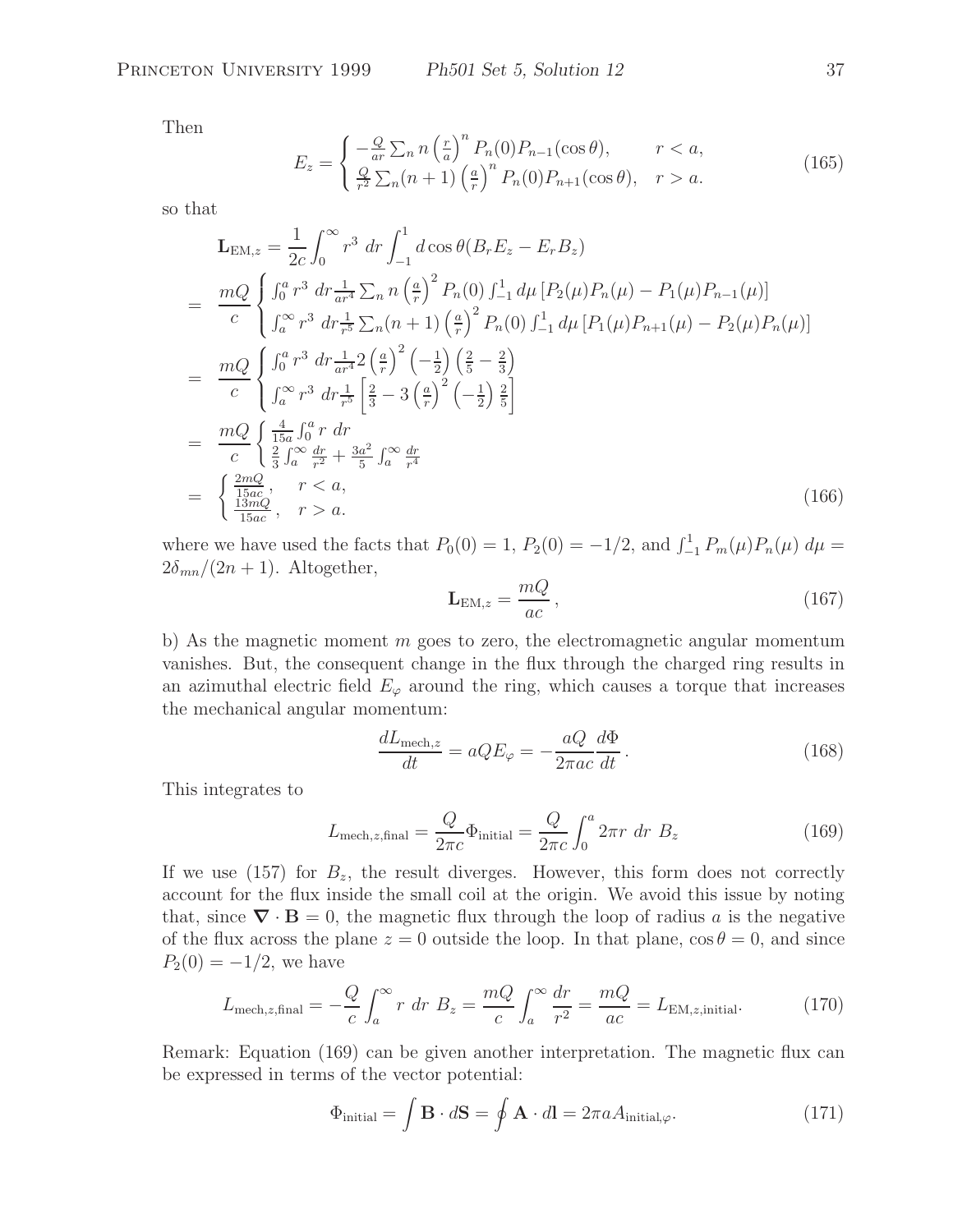Then

$$E_z = \begin{cases} -\frac{Q}{ar}\sum_n n\left(\frac{r}{a}\right)^n P_n(0)P_{n-1}(\cos\theta), & r < a, \\ \frac{Q}{r^2}\sum_n (n+1)\left(\frac{a}{r}\right)^n P_n(0)P_{n+1}(\cos\theta), & r > a. \end{cases} \tag{165}$$

so that

$$\begin{aligned}
\mathbf{L}_{\mathrm{EM},z} &= \frac{1}{2c}\int_0^\infty r^3\ dr \int_{-1}^1 d\cos\theta(B_r E_z - E_r B_z) \\
&= \frac{mQ}{c}\begin{cases} \int_0^a r^3\ dr \frac{1}{ar^4}\sum_n n\left(\frac{a}{r}\right)^2 P_n(0)\int_{-1}^1 d\mu\left[P_2(\mu)P_n(\mu) - P_1(\mu)P_{n-1}(\mu)\right] \\ \int_a^\infty r^3\ dr \frac{1}{r^5}\sum_n (n+1)\left(\frac{a}{r}\right)^2 P_n(0)\int_{-1}^1 d\mu\left[P_1(\mu)P_{n+1}(\mu) - P_2(\mu)P_n(\mu)\right] \end{cases} \\
&= \frac{mQ}{c}\begin{cases} \int_0^a r^3\ dr \frac{1}{ar^4} 2\left(\frac{a}{r}\right)^2\left(-\frac{1}{2}\right)\left(\frac{2}{5} - \frac{2}{3}\right) \\ \int_a^\infty r^3\ dr \frac{1}{r^5}\left[\frac{2}{3} - 3\left(\frac{a}{r}\right)^2\left(-\frac{1}{2}\right)\frac{2}{5}\right] \end{cases} \\
&= \frac{mQ}{c}\begin{cases} \frac{4}{15a}\int_0^a r\ dr \\ \frac{2}{3}\int_a^\infty \frac{dr}{r^2} + \frac{3a^2}{5}\int_a^\infty \frac{dr}{r^4} \end{cases} \\
&= \begin{cases} \frac{2mQ}{15ac}, & r < a, \\ \frac{13mQ}{15ac}, & r > a. \end{cases}
\end{aligned} \tag{166}$$

where we have used the facts that $P_0(0) = 1$, $P_2(0) = -1/2$, and $\int_{-1}^1 P_m(\mu)P_n(\mu)\ d\mu = 2\delta_{mn}/(2n+1)$. Altogether,

$$\mathbf{L}_{\mathrm{EM},z} = \frac{mQ}{ac}, \tag{167}$$

b) As the magnetic moment $m$ goes to zero, the electromagnetic angular momentum vanishes. But, the consequent change in the flux through the charged ring results in an azimuthal electric field $E_\varphi$ around the ring, which causes a torque that increases the mechanical angular momentum:

$$\frac{dL_{\mathrm{mech},z}}{dt} = aQE_\varphi = -\frac{aQ}{2\pi ac}\frac{d\Phi}{dt}. \tag{168}$$

This integrates to

$$L_{\mathrm{mech},z,\mathrm{final}} = \frac{Q}{2\pi c}\Phi_{\mathrm{initial}} = \frac{Q}{2\pi c}\int_0^a 2\pi r\ dr\ B_z \tag{169}$$

If we use (157) for $B_z$, the result diverges. However, this form does not correctly account for the flux inside the small coil at the origin. We avoid this issue by noting that, since $\boldsymbol{\nabla}\cdot\mathbf{B} = 0$, the magnetic flux through the loop of radius $a$ is the negative of the flux across the plane $z = 0$ outside the loop. In that plane, $\cos\theta = 0$, and since $P_2(0) = -1/2$, we have

$$L_{\mathrm{mech},z,\mathrm{final}} = -\frac{Q}{c}\int_a^\infty r\ dr\ B_z = \frac{mQ}{c}\int_a^\infty \frac{dr}{r^2} = \frac{mQ}{ac} = L_{\mathrm{EM},z,\mathrm{initial}}. \tag{170}$$

Remark: Equation (169) can be given another interpretation. The magnetic flux can be expressed in terms of the vector potential:

$$\Phi_{\mathrm{initial}} = \int \mathbf{B}\cdot d\mathbf{S} = \oint \mathbf{A}\cdot d\mathbf{l} = 2\pi a A_{\mathrm{initial},\varphi}. \tag{171}$$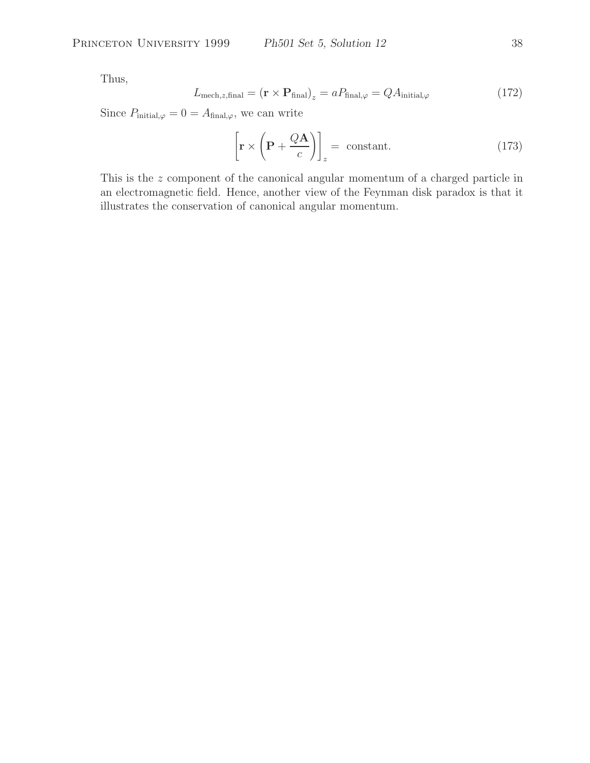Thus,

$$L_{\text{mech},z,\text{final}} = (\mathbf{r} \times \mathbf{P}_{\text{final}})_z = aP_{\text{final},\varphi} = QA_{\text{initial},\varphi} \tag{172}$$

Since $P_{\text{initial},\varphi} = 0 = A_{\text{final},\varphi}$, we can write

$$\left[\mathbf{r} \times \left(\mathbf{P} + \frac{Q\mathbf{A}}{c}\right)\right]_z = \text{ constant.} \tag{173}$$

This is the $z$ component of the canonical angular momentum of a charged particle in an electromagnetic field. Hence, another view of the Feynman disk paradox is that it illustrates the conservation of canonical angular momentum.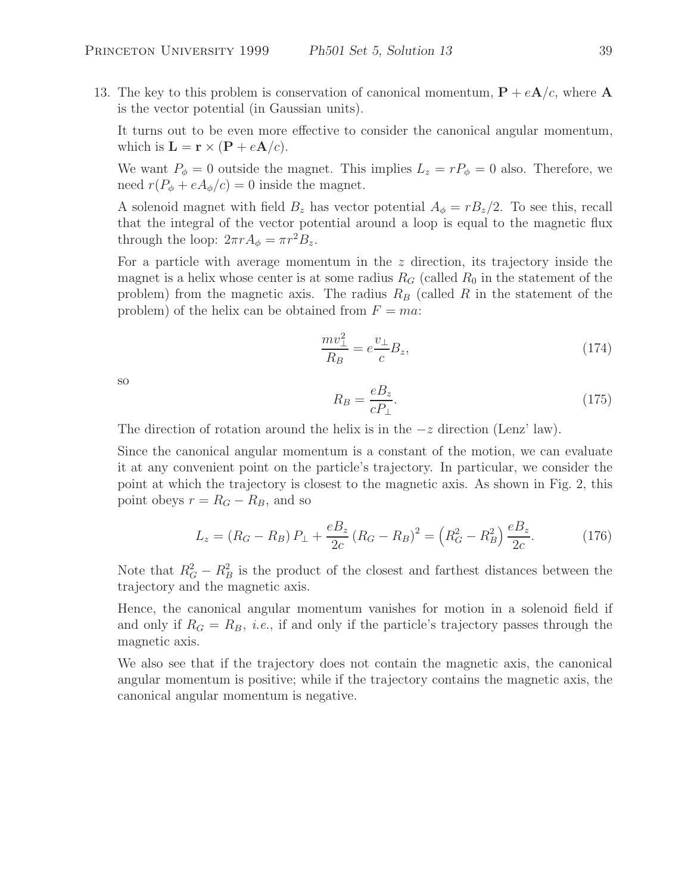13. The key to this problem is conservation of canonical momentum, $\mathbf{P} + e\mathbf{A}/c$, where $\mathbf{A}$ is the vector potential (in Gaussian units).

It turns out to be even more effective to consider the canonical angular momentum, which is $\mathbf{L} = \mathbf{r} \times (\mathbf{P} + e\mathbf{A}/c)$.

We want $P_\phi = 0$ outside the magnet. This implies $L_z = rP_\phi = 0$ also. Therefore, we need $r(P_\phi + eA_\phi/c) = 0$ inside the magnet.

A solenoid magnet with field $B_z$ has vector potential $A_\phi = rB_z/2$. To see this, recall that the integral of the vector potential around a loop is equal to the magnetic flux through the loop: $2\pi r A_\phi = \pi r^2 B_z$.

For a particle with average momentum in the $z$ direction, its trajectory inside the magnet is a helix whose center is at some radius $R_G$ (called $R_0$ in the statement of the problem) from the magnetic axis. The radius $R_B$ (called $R$ in the statement of the problem) of the helix can be obtained from $F = ma$:

$$\frac{mv_\perp^2}{R_B} = e\frac{v_\perp}{c}B_z, \tag{174}$$

so

$$R_B = \frac{eB_z}{cP_\perp}. \tag{175}$$

The direction of rotation around the helix is in the $-z$ direction (Lenz' law).

Since the canonical angular momentum is a constant of the motion, we can evaluate it at any convenient point on the particle's trajectory. In particular, we consider the point at which the trajectory is closest to the magnetic axis. As shown in Fig. 2, this point obeys $r = R_G - R_B$, and so

$$L_z = (R_G - R_B)\,P_\perp + \frac{eB_z}{2c}\,(R_G - R_B)^2 = \left(R_G^2 - R_B^2\right)\frac{eB_z}{2c}. \tag{176}$$

Note that $R_G^2 - R_B^2$ is the product of the closest and farthest distances between the trajectory and the magnetic axis.

Hence, the canonical angular momentum vanishes for motion in a solenoid field if and only if $R_G = R_B$, *i.e.*, if and only if the particle's trajectory passes through the magnetic axis.

We also see that if the trajectory does not contain the magnetic axis, the canonical angular momentum is positive; while if the trajectory contains the magnetic axis, the canonical angular momentum is negative.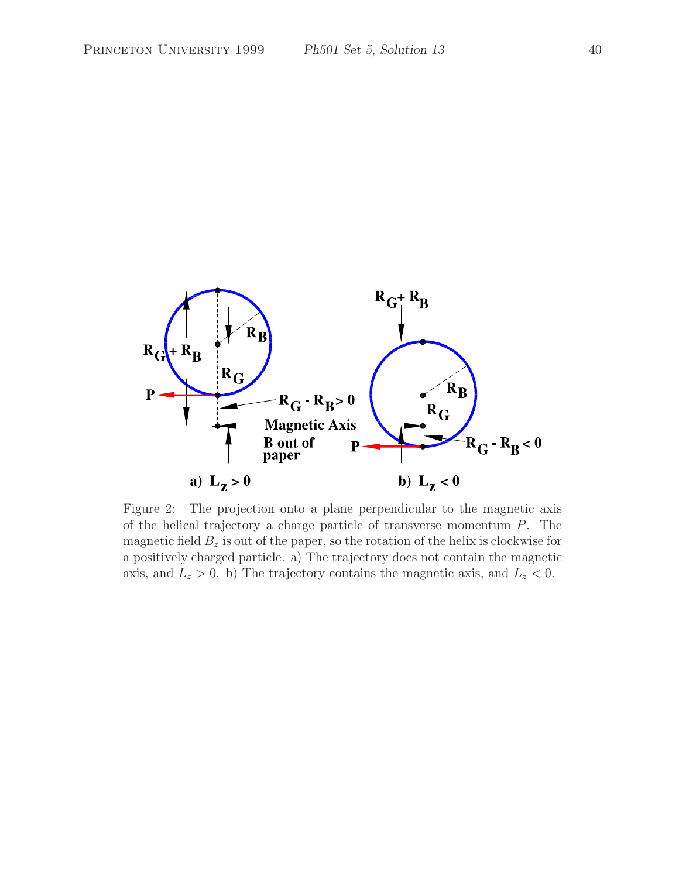a) $L_z > 0$

b) $L_z < 0$

Figure 2: The projection onto a plane perpendicular to the magnetic axis of the helical trajectory a charge particle of transverse momentum $P$. The magnetic field $B_z$ is out of the paper, so the rotation of the helix is clockwise for a positively charged particle. a) The trajectory does not contain the magnetic axis, and $L_z > 0$. b) The trajectory contains the magnetic axis, and $L_z < 0$.